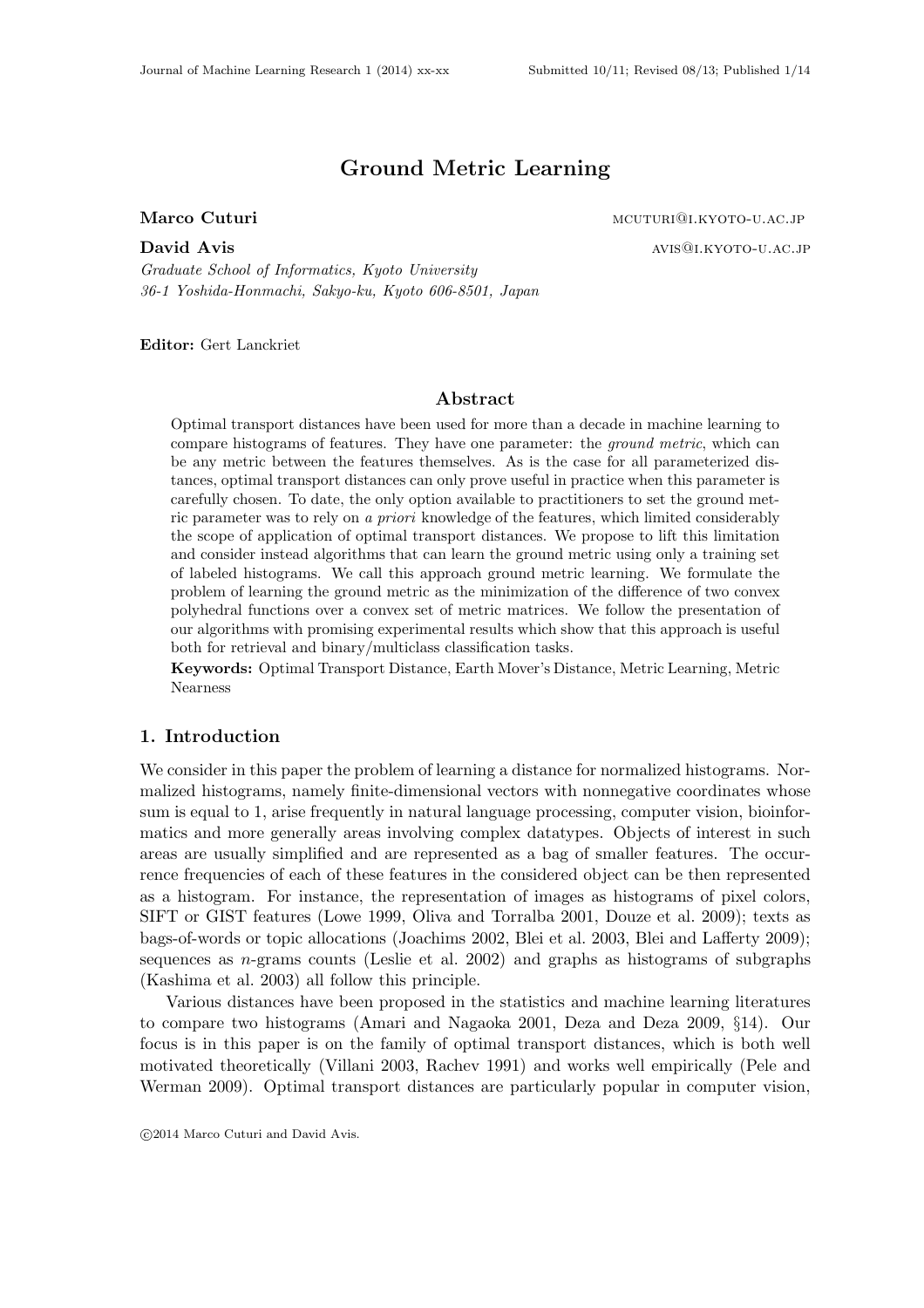# Ground Metric Learning

**Marco Cuturi** mcuturi@i.kyoto-u.ac.jp

**David Avis** avis@i.kyoto-u.ac.jp

*Graduate School of Informatics, Kyoto University*
*36-1 Yoshida-Honmachi, Sakyo-ku, Kyoto 606-8501, Japan*

**Editor:** Gert Lanckriet

## Abstract

Optimal transport distances have been used for more than a decade in machine learning to compare histograms of features. They have one parameter: the *ground metric*, which can be any metric between the features themselves. As is the case for all parameterized distances, optimal transport distances can only prove useful in practice when this parameter is carefully chosen. To date, the only option available to practitioners to set the ground metric parameter was to rely on *a priori* knowledge of the features, which limited considerably the scope of application of optimal transport distances. We propose to lift this limitation and consider instead algorithms that can learn the ground metric using only a training set of labeled histograms. We call this approach ground metric learning. We formulate the problem of learning the ground metric as the minimization of the difference of two convex polyhedral functions over a convex set of metric matrices. We follow the presentation of our algorithms with promising experimental results which show that this approach is useful both for retrieval and binary/multiclass classification tasks.

**Keywords:** Optimal Transport Distance, Earth Mover's Distance, Metric Learning, Metric Nearness

## 1. Introduction

We consider in this paper the problem of learning a distance for normalized histograms. Normalized histograms, namely finite-dimensional vectors with nonnegative coordinates whose sum is equal to 1, arise frequently in natural language processing, computer vision, bioinformatics and more generally areas involving complex datatypes. Objects of interest in such areas are usually simplified and are represented as a bag of smaller features. The occurrence frequencies of each of these features in the considered object can be then represented as a histogram. For instance, the representation of images as histograms of pixel colors, SIFT or GIST features (Lowe 1999, Oliva and Torralba 2001, Douze et al. 2009); texts as bags-of-words or topic allocations (Joachims 2002, Blei et al. 2003, Blei and Lafferty 2009); sequences as $n$-grams counts (Leslie et al. 2002) and graphs as histograms of subgraphs (Kashima et al. 2003) all follow this principle.

Various distances have been proposed in the statistics and machine learning literatures to compare two histograms (Amari and Nagaoka 2001, Deza and Deza 2009, §14). Our focus is in this paper is on the family of optimal transport distances, which is both well motivated theoretically (Villani 2003, Rachev 1991) and works well empirically (Pele and Werman 2009). Optimal transport distances are particularly popular in computer vision,

©2014 Marco Cuturi and David Avis.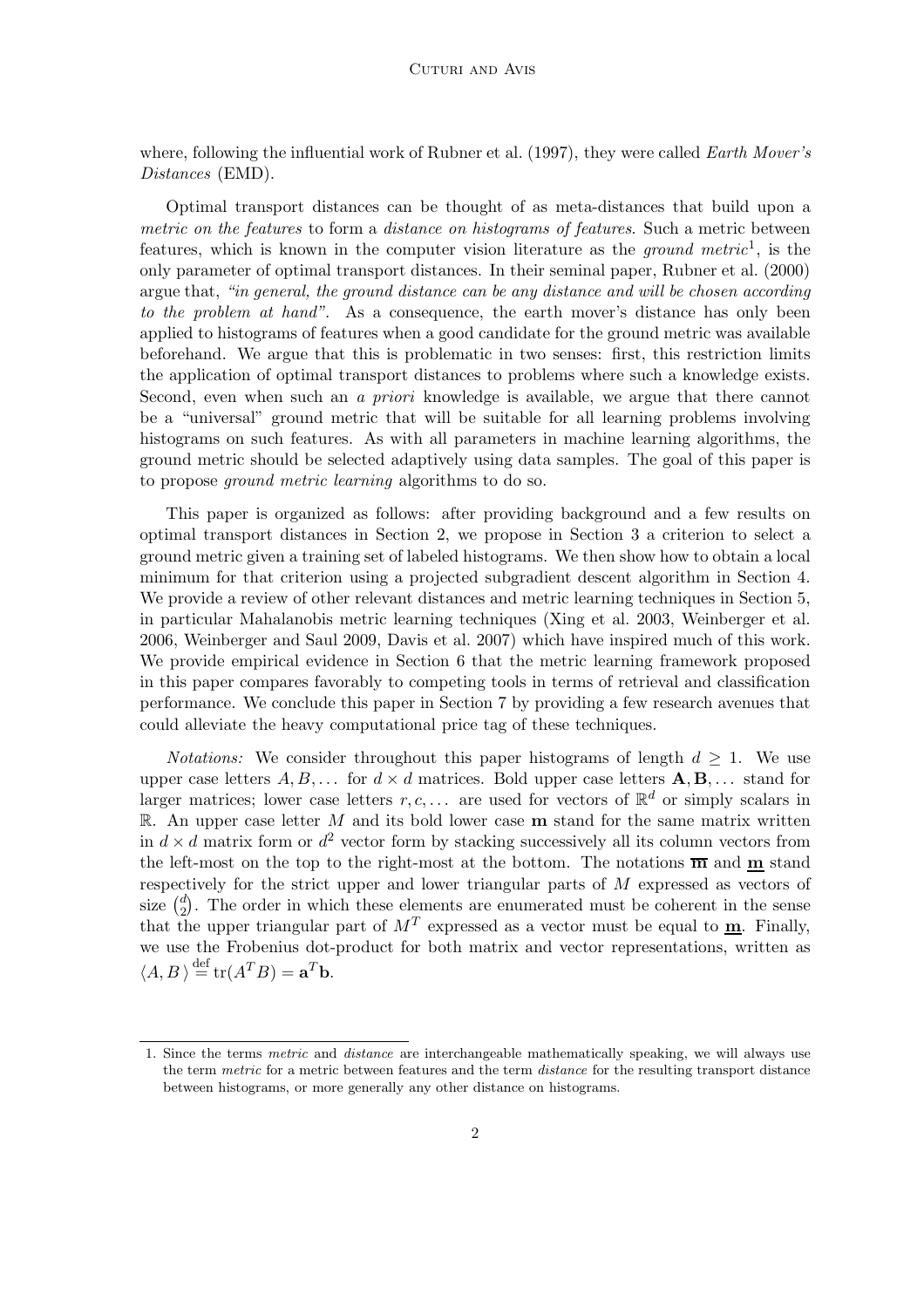where, following the influential work of Rubner et al. (1997), they were called *Earth Mover's Distances* (EMD).

Optimal transport distances can be thought of as meta-distances that build upon a *metric on the features* to form a *distance on histograms of features*. Such a metric between features, which is known in the computer vision literature as the *ground metric*[1], is the only parameter of optimal transport distances. In their seminal paper, Rubner et al. (2000) argue that, *"in general, the ground distance can be any distance and will be chosen according to the problem at hand"*. As a consequence, the earth mover's distance has only been applied to histograms of features when a good candidate for the ground metric was available beforehand. We argue that this is problematic in two senses: first, this restriction limits the application of optimal transport distances to problems where such a knowledge exists. Second, even when such an *a priori* knowledge is available, we argue that there cannot be a "universal" ground metric that will be suitable for all learning problems involving histograms on such features. As with all parameters in machine learning algorithms, the ground metric should be selected adaptively using data samples. The goal of this paper is to propose *ground metric learning* algorithms to do so.

This paper is organized as follows: after providing background and a few results on optimal transport distances in Section 2, we propose in Section 3 a criterion to select a ground metric given a training set of labeled histograms. We then show how to obtain a local minimum for that criterion using a projected subgradient descent algorithm in Section 4. We provide a review of other relevant distances and metric learning techniques in Section 5, in particular Mahalanobis metric learning techniques (Xing et al. 2003, Weinberger et al. 2006, Weinberger and Saul 2009, Davis et al. 2007) which have inspired much of this work. We provide empirical evidence in Section 6 that the metric learning framework proposed in this paper compares favorably to competing tools in terms of retrieval and classification performance. We conclude this paper in Section 7 by providing a few research avenues that could alleviate the heavy computational price tag of these techniques.

*Notations:* We consider throughout this paper histograms of length $d \geq 1$. We use upper case letters $A, B, \ldots$ for $d \times d$ matrices. Bold upper case letters $\mathbf{A}, \mathbf{B}, \ldots$ stand for larger matrices; lower case letters $r, c, \ldots$ are used for vectors of $\mathbb{R}^d$ or simply scalars in $\mathbb{R}$. An upper case letter $M$ and its bold lower case $\mathbf{m}$ stand for the same matrix written in $d \times d$ matrix form or $d^2$ vector form by stacking successively all its column vectors from the left-most on the top to the right-most at the bottom. The notations $\overline{\mathbf{m}}$ and $\underline{\mathbf{m}}$ stand respectively for the strict upper and lower triangular parts of $M$ expressed as vectors of size $\binom{d}{2}$. The order in which these elements are enumerated must be coherent in the sense that the upper triangular part of $M^T$ expressed as a vector must be equal to $\underline{\mathbf{m}}$. Finally, we use the Frobenius dot-product for both matrix and vector representations, written as $\langle A, B \rangle \overset{\text{def}}{=} \operatorname{tr}(A^T B) = \mathbf{a}^T \mathbf{b}$.

[1] Since the terms *metric* and *distance* are interchangeable mathematically speaking, we will always use the term *metric* for a metric between features and the term *distance* for the resulting transport distance between histograms, or more generally any other distance on histograms.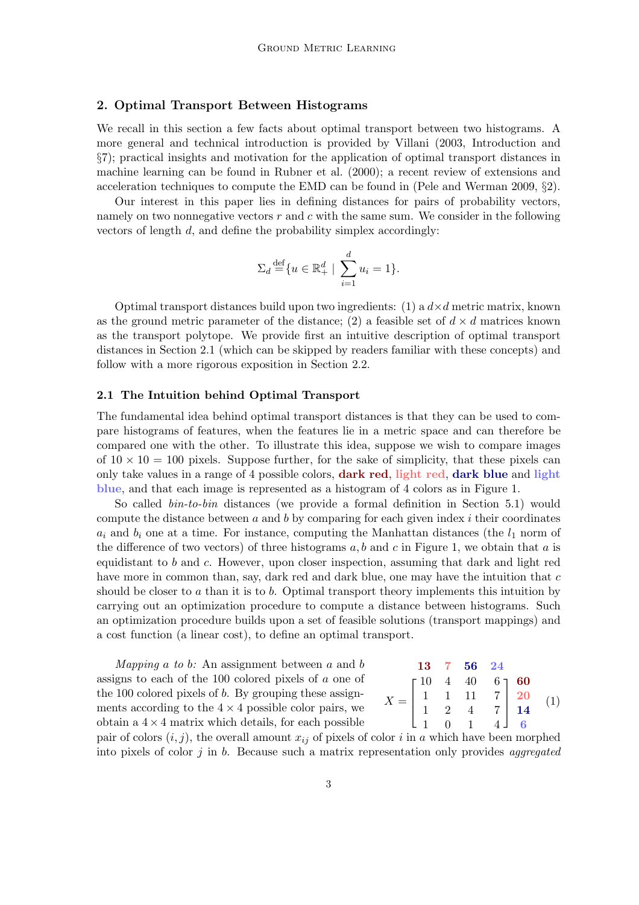## 2. Optimal Transport Between Histograms

We recall in this section a few facts about optimal transport between two histograms. A more general and technical introduction is provided by Villani (2003, Introduction and §7); practical insights and motivation for the application of optimal transport distances in machine learning can be found in Rubner et al. (2000); a recent review of extensions and acceleration techniques to compute the EMD can be found in (Pele and Werman 2009, §2).

Our interest in this paper lies in defining distances for pairs of probability vectors, namely on two nonnegative vectors $r$ and $c$ with the same sum. We consider in the following vectors of length $d$, and define the probability simplex accordingly:

$$\Sigma_d \stackrel{\text{def}}{=} \{u \in \mathbb{R}_+^d \mid \sum_{i=1}^{d} u_i = 1\}.$$

Optimal transport distances build upon two ingredients: (1) a $d \times d$ metric matrix, known as the ground metric parameter of the distance; (2) a feasible set of $d \times d$ matrices known as the transport polytope. We provide first an intuitive description of optimal transport distances in Section 2.1 (which can be skipped by readers familiar with these concepts) and follow with a more rigorous exposition in Section 2.2.

### 2.1 The Intuition behind Optimal Transport

The fundamental idea behind optimal transport distances is that they can be used to compare histograms of features, when the features lie in a metric space and can therefore be compared one with the other. To illustrate this idea, suppose we wish to compare images of $10 \times 10 = 100$ pixels. Suppose further, for the sake of simplicity, that these pixels can only take values in a range of 4 possible colors, **dark red**, **light red**, **dark blue** and **light blue**, and that each image is represented as a histogram of 4 colors as in Figure 1.

So called *bin-to-bin* distances (we provide a formal definition in Section 5.1) would compute the distance between $a$ and $b$ by comparing for each given index $i$ their coordinates $a_i$ and $b_i$ one at a time. For instance, computing the Manhattan distances (the $l_1$ norm of the difference of two vectors) of three histograms $a, b$ and $c$ in Figure 1, we obtain that $a$ is equidistant to $b$ and $c$. However, upon closer inspection, assuming that dark and light red have more in common than, say, dark red and dark blue, one may have the intuition that $c$ should be closer to $a$ than it is to $b$. Optimal transport theory implements this intuition by carrying out an optimization procedure to compute a distance between histograms. Such an optimization procedure builds upon a set of feasible solutions (transport mappings) and a cost function (a linear cost), to define an optimal transport.

$$\begin{array}{cccc} \mathbf{13} & \mathbf{7} & \mathbf{56} & \mathbf{24} \end{array}$$
$$X = \begin{bmatrix} 10 & 4 & 40 & 6 \\ 1 & 1 & 11 & 7 \\ 1 & 2 & 4 & 7 \\ 1 & 0 & 1 & 4 \end{bmatrix} \begin{array}{c} \mathbf{60} \\ \mathbf{20} \\ \mathbf{14} \\ \mathbf{6} \end{array} \quad (1)$$

*Mapping $a$ to $b$:* An assignment between $a$ and $b$ assigns to each of the 100 colored pixels of $a$ one of the 100 colored pixels of $b$. By grouping these assignments according to the $4 \times 4$ possible color pairs, we obtain a $4 \times 4$ matrix which details, for each possible pair of colors $(i, j)$, the overall amount $x_{ij}$ of pixels of color $i$ in $a$ which have been morphed into pixels of color $j$ in $b$. Because such a matrix representation only provides *aggregated*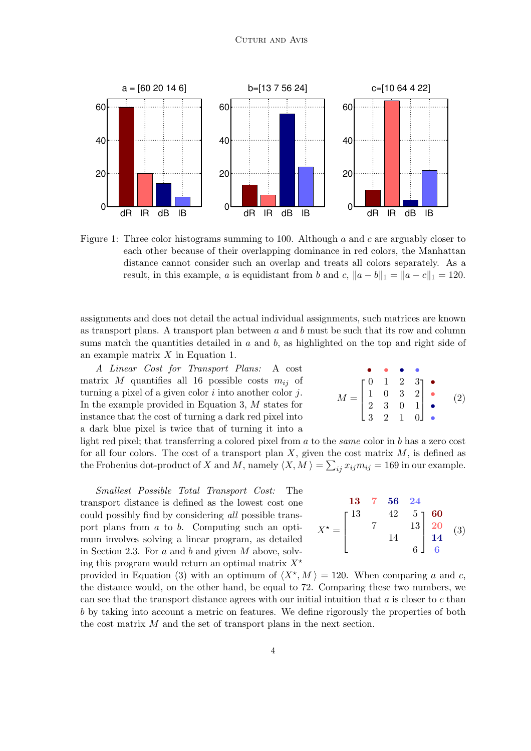Figure 1: Three color histograms summing to 100. Although $a$ and $c$ are arguably closer to each other because of their overlapping dominance in red colors, the Manhattan distance cannot consider such an overlap and treats all colors separately. As a result, in this example, $a$ is equidistant from $b$ and $c$, $\|a - b\|_1 = \|a - c\|_1 = 120$.

assignments and does not detail the actual individual assignments, such matrices are known as transport plans. A transport plan between $a$ and $b$ must be such that its row and column sums match the quantities detailed in $a$ and $b$, as highlighted on the top and right side of an example matrix $X$ in Equation 1.

*A Linear Cost for Transport Plans:* A cost matrix $M$ quantifies all 16 possible costs $m_{ij}$ of turning a pixel of a given color $i$ into another color $j$. In the example provided in Equation 3, $M$ states for instance that the cost of turning a dark red pixel into a dark blue pixel is twice that of turning it into a light red pixel; that transferring a colored pixel from $a$ to the *same* color in $b$ has a zero cost for all four colors. The cost of a transport plan $X$, given the cost matrix $M$, is defined as the Frobenius dot-product of $X$ and $M$, namely $\langle X, M \rangle = \sum_{ij} x_{ij} m_{ij} = 169$ in our example.

$$M = \begin{bmatrix} 0 & 1 & 2 & 3 \\ 1 & 0 & 3 & 2 \\ 2 & 3 & 0 & 1 \\ 3 & 2 & 1 & 0 \end{bmatrix} \quad (2)$$

*Smallest Possible Total Transport Cost:* The transport distance is defined as the lowest cost one could possibly find by considering *all* possible transport plans from $a$ to $b$. Computing such an optimum involves solving a linear program, as detailed in Section 2.3. For $a$ and $b$ and given $M$ above, solving this program would return an optimal matrix $X^\star$ provided in Equation (3) with an optimum of $\langle X^\star, M \rangle = 120$. When comparing $a$ and $c$, the distance would, on the other hand, be equal to 72. Comparing these two numbers, we can see that the transport distance agrees with our initial intuition that $a$ is closer to $c$ than $b$ by taking into account a metric on features. We define rigorously the properties of both the cost matrix $M$ and the set of transport plans in the next section.

$$\begin{array}{c} \begin{matrix} \mathbf{13} & \mathbf{7} & \mathbf{56} & \mathbf{24} \end{matrix} \\ X^\star = \begin{bmatrix} 13 & & 42 & 5 \\ & 7 & & 13 \\ & & 14 & \\ & & & 6 \end{bmatrix} \begin{matrix} \mathbf{60} \\ \mathbf{20} \\ \mathbf{14} \\ \mathbf{6} \end{matrix} \end{array} \quad (3)$$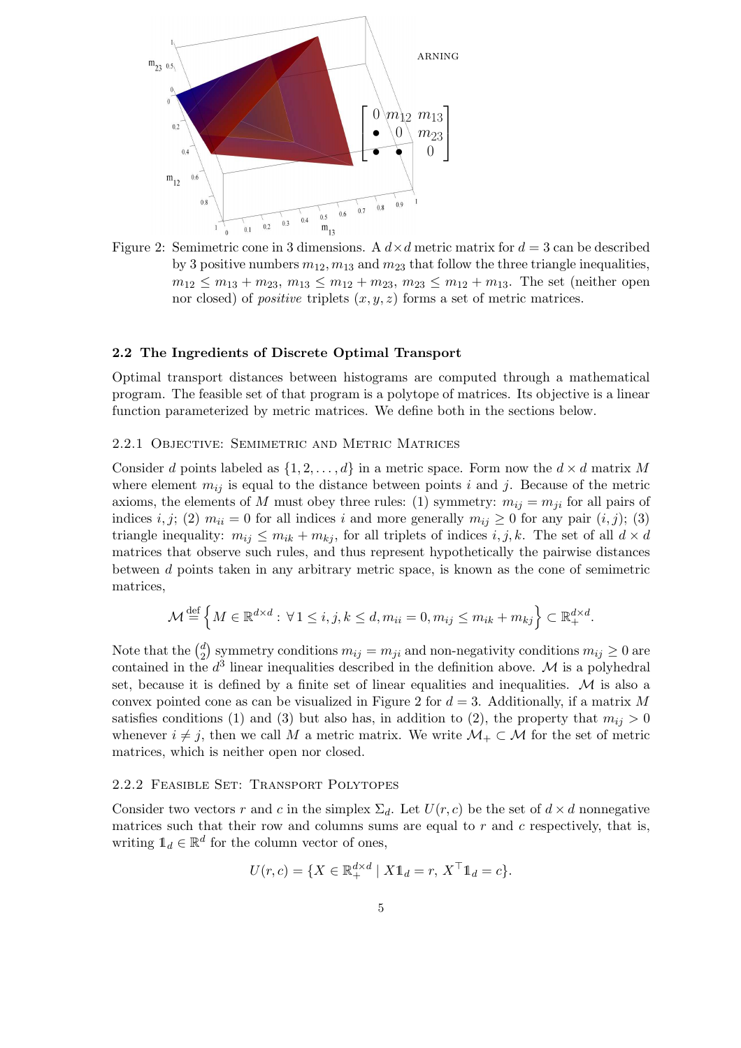Figure 2: Semimetric cone in 3 dimensions. A $d \times d$ metric matrix for $d = 3$ can be described by 3 positive numbers $m_{12}, m_{13}$ and $m_{23}$ that follow the three triangle inequalities, $m_{12} \leq m_{13} + m_{23}$, $m_{13} \leq m_{12} + m_{23}$, $m_{23} \leq m_{12} + m_{13}$. The set (neither open nor closed) of *positive* triplets $(x, y, z)$ forms a set of metric matrices.

### 2.2 The Ingredients of Discrete Optimal Transport

Optimal transport distances between histograms are computed through a mathematical program. The feasible set of that program is a polytope of matrices. Its objective is a linear function parameterized by metric matrices. We define both in the sections below.

#### 2.2.1 Objective: Semimetric and Metric Matrices

Consider $d$ points labeled as $\{1, 2, \ldots, d\}$ in a metric space. Form now the $d \times d$ matrix $M$ where element $m_{ij}$ is equal to the distance between points $i$ and $j$. Because of the metric axioms, the elements of $M$ must obey three rules: (1) symmetry: $m_{ij} = m_{ji}$ for all pairs of indices $i, j$; (2) $m_{ii} = 0$ for all indices $i$ and more generally $m_{ij} \geq 0$ for any pair $(i, j)$; (3) triangle inequality: $m_{ij} \leq m_{ik} + m_{kj}$, for all triplets of indices $i, j, k$. The set of all $d \times d$ matrices that observe such rules, and thus represent hypothetically the pairwise distances between $d$ points taken in any arbitrary metric space, is known as the cone of semimetric matrices,

$$\mathcal{M} \stackrel{\text{def}}{=} \left\{ M \in \mathbb{R}^{d \times d} : \forall\, 1 \leq i, j, k \leq d, m_{ii} = 0, m_{ij} \leq m_{ik} + m_{kj} \right\} \subset \mathbb{R}_+^{d \times d}.$$

Note that the $\binom{d}{2}$ symmetry conditions $m_{ij} = m_{ji}$ and non-negativity conditions $m_{ij} \geq 0$ are contained in the $d^3$ linear inequalities described in the definition above. $\mathcal{M}$ is a polyhedral set, because it is defined by a finite set of linear equalities and inequalities. $\mathcal{M}$ is also a convex pointed cone as can be visualized in Figure 2 for $d = 3$. Additionally, if a matrix $M$ satisfies conditions (1) and (3) but also has, in addition to (2), the property that $m_{ij} > 0$ whenever $i \neq j$, then we call $M$ a metric matrix. We write $\mathcal{M}_+ \subset \mathcal{M}$ for the set of metric matrices, which is neither open nor closed.

#### 2.2.2 Feasible Set: Transport Polytopes

Consider two vectors $r$ and $c$ in the simplex $\Sigma_d$. Let $U(r, c)$ be the set of $d \times d$ nonnegative matrices such that their row and columns sums are equal to $r$ and $c$ respectively, that is, writing $\mathbb{1}_d \in \mathbb{R}^d$ for the column vector of ones,

$$U(r, c) = \{X \in \mathbb{R}_+^{d \times d} \mid X\mathbb{1}_d = r,\, X^\top \mathbb{1}_d = c\}.$$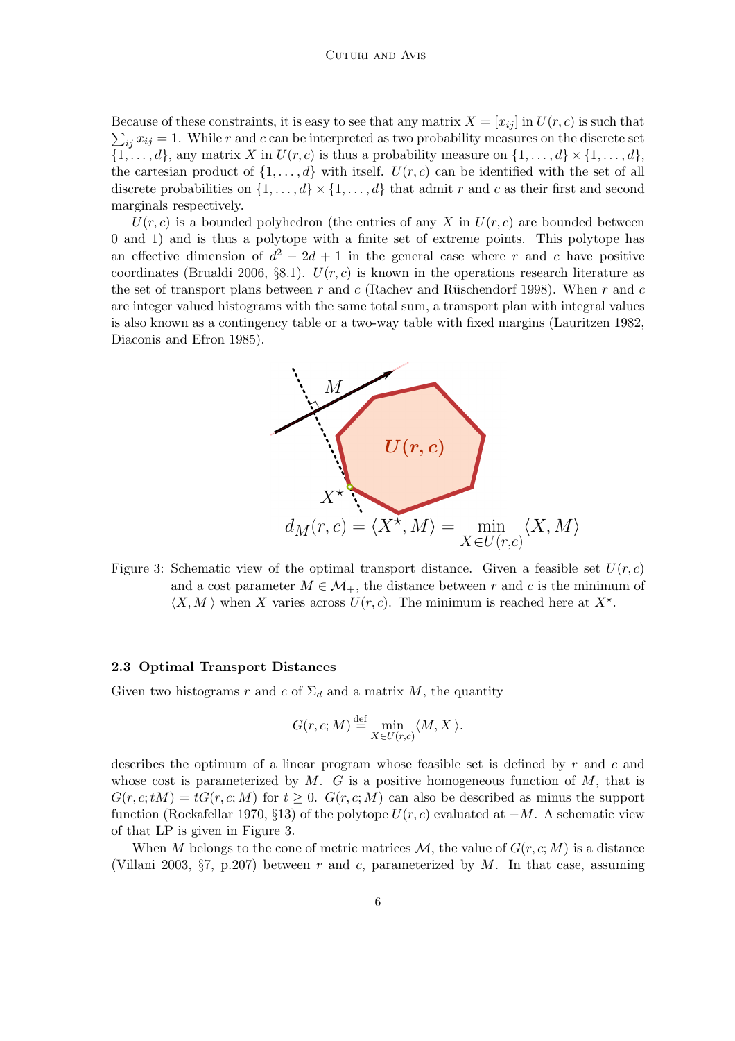Because of these constraints, it is easy to see that any matrix $X = [x_{ij}]$ in $U(r, c)$ is such that $\sum_{ij} x_{ij} = 1$. While $r$ and $c$ can be interpreted as two probability measures on the discrete set $\{1, \ldots, d\}$, any matrix $X$ in $U(r, c)$ is thus a probability measure on $\{1, \ldots, d\} \times \{1, \ldots, d\}$, the cartesian product of $\{1, \ldots, d\}$ with itself. $U(r, c)$ can be identified with the set of all discrete probabilities on $\{1, \ldots, d\} \times \{1, \ldots, d\}$ that admit $r$ and $c$ as their first and second marginals respectively.

$U(r, c)$ is a bounded polyhedron (the entries of any $X$ in $U(r, c)$ are bounded between 0 and 1) and is thus a polytope with a finite set of extreme points. This polytope has an effective dimension of $d^2 - 2d + 1$ in the general case where $r$ and $c$ have positive coordinates (Brualdi 2006, §8.1). $U(r, c)$ is known in the operations research literature as the set of transport plans between $r$ and $c$ (Rachev and Rüschendorf 1998). When $r$ and $c$ are integer valued histograms with the same total sum, a transport plan with integral values is also known as a contingency table or a two-way table with fixed margins (Lauritzen 1982, Diaconis and Efron 1985).

$$d_M(r, c) = \langle X^\star, M \rangle = \min_{X \in U(r,c)} \langle X, M \rangle$$

Figure 3: Schematic view of the optimal transport distance. Given a feasible set $U(r, c)$ and a cost parameter $M \in \mathcal{M}_+$, the distance between $r$ and $c$ is the minimum of $\langle X, M \rangle$ when $X$ varies across $U(r, c)$. The minimum is reached here at $X^\star$.

### 2.3 Optimal Transport Distances

Given two histograms $r$ and $c$ of $\Sigma_d$ and a matrix $M$, the quantity

$$G(r, c; M) \stackrel{\text{def}}{=} \min_{X \in U(r,c)} \langle M, X \rangle.$$

describes the optimum of a linear program whose feasible set is defined by $r$ and $c$ and whose cost is parameterized by $M$. $G$ is a positive homogeneous function of $M$, that is $G(r, c; tM) = tG(r, c; M)$ for $t \geq 0$. $G(r, c; M)$ can also be described as minus the support function (Rockafellar 1970, §13) of the polytope $U(r, c)$ evaluated at $-M$. A schematic view of that LP is given in Figure 3.

When $M$ belongs to the cone of metric matrices $\mathcal{M}$, the value of $G(r, c; M)$ is a distance (Villani 2003, §7, p.207) between $r$ and $c$, parameterized by $M$. In that case, assuming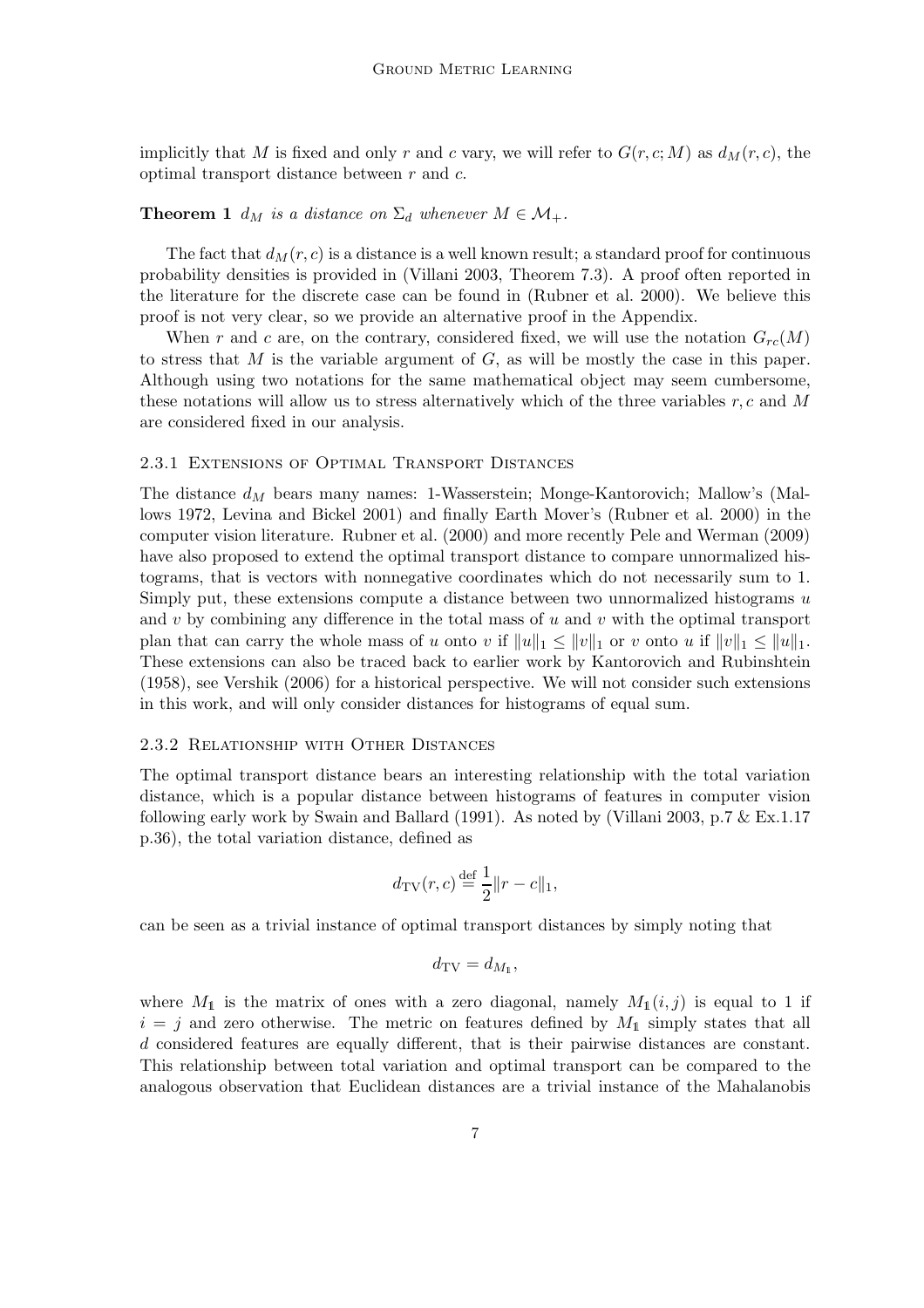implicitly that $M$ is fixed and only $r$ and $c$ vary, we will refer to $G(r, c; M)$ as $d_M(r, c)$, the optimal transport distance between $r$ and $c$.

**Theorem 1** *$d_M$ is a distance on $\Sigma_d$ whenever $M \in \mathcal{M}_+$.*

The fact that $d_M(r, c)$ is a distance is a well known result; a standard proof for continuous probability densities is provided in (Villani 2003, Theorem 7.3). A proof often reported in the literature for the discrete case can be found in (Rubner et al. 2000). We believe this proof is not very clear, so we provide an alternative proof in the Appendix.

When $r$ and $c$ are, on the contrary, considered fixed, we will use the notation $G_{rc}(M)$ to stress that $M$ is the variable argument of $G$, as will be mostly the case in this paper. Although using two notations for the same mathematical object may seem cumbersome, these notations will allow us to stress alternatively which of the three variables $r, c$ and $M$ are considered fixed in our analysis.

#### 2.3.1 Extensions of Optimal Transport Distances

The distance $d_M$ bears many names: 1-Wasserstein; Monge-Kantorovich; Mallow's (Mallows 1972, Levina and Bickel 2001) and finally Earth Mover's (Rubner et al. 2000) in the computer vision literature. Rubner et al. (2000) and more recently Pele and Werman (2009) have also proposed to extend the optimal transport distance to compare unnormalized histograms, that is vectors with nonnegative coordinates which do not necessarily sum to 1. Simply put, these extensions compute a distance between two unnormalized histograms $u$ and $v$ by combining any difference in the total mass of $u$ and $v$ with the optimal transport plan that can carry the whole mass of $u$ onto $v$ if $\|u\|_1 \leq \|v\|_1$ or $v$ onto $u$ if $\|v\|_1 \leq \|u\|_1$. These extensions can also be traced back to earlier work by Kantorovich and Rubinshtein (1958), see Vershik (2006) for a historical perspective. We will not consider such extensions in this work, and will only consider distances for histograms of equal sum.

#### 2.3.2 Relationship with Other Distances

The optimal transport distance bears an interesting relationship with the total variation distance, which is a popular distance between histograms of features in computer vision following early work by Swain and Ballard (1991). As noted by (Villani 2003, p.7 & Ex.1.17 p.36), the total variation distance, defined as

$$d_{\mathrm{TV}}(r, c) \stackrel{\text{def}}{=} \frac{1}{2}\|r - c\|_1,$$

can be seen as a trivial instance of optimal transport distances by simply noting that

$$d_{\mathrm{TV}} = d_{M_{\mathbb{1}}},$$

where $M_{\mathbb{1}}$ is the matrix of ones with a zero diagonal, namely $M_{\mathbb{1}}(i, j)$ is equal to 1 if $i = j$ and zero otherwise. The metric on features defined by $M_{\mathbb{1}}$ simply states that all $d$ considered features are equally different, that is their pairwise distances are constant. This relationship between total variation and optimal transport can be compared to the analogous observation that Euclidean distances are a trivial instance of the Mahalanobis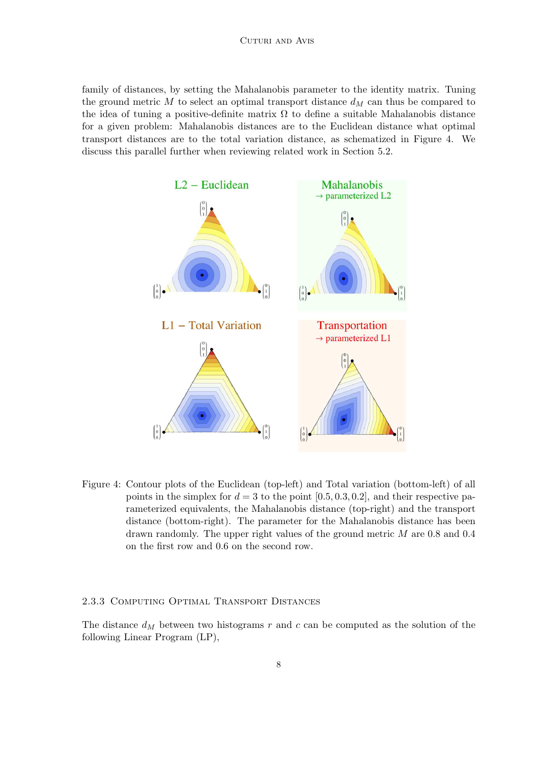family of distances, by setting the Mahalanobis parameter to the identity matrix. Tuning the ground metric $M$ to select an optimal transport distance $d_M$ can thus be compared to the idea of tuning a positive-definite matrix $\Omega$ to define a suitable Mahalanobis distance for a given problem: Mahalanobis distances are to the Euclidean distance what optimal transport distances are to the total variation distance, as schematized in Figure 4. We discuss this parallel further when reviewing related work in Section 5.2.

Figure 4: Contour plots of the Euclidean (top-left) and Total variation (bottom-left) of all points in the simplex for $d = 3$ to the point $[0.5, 0.3, 0.2]$, and their respective parameterized equivalents, the Mahalanobis distance (top-right) and the transport distance (bottom-right). The parameter for the Mahalanobis distance has been drawn randomly. The upper right values of the ground metric $M$ are 0.8 and 0.4 on the first row and 0.6 on the second row.

### 2.3.3 Computing Optimal Transport Distances

The distance $d_M$ between two histograms $r$ and $c$ can be computed as the solution of the following Linear Program (LP),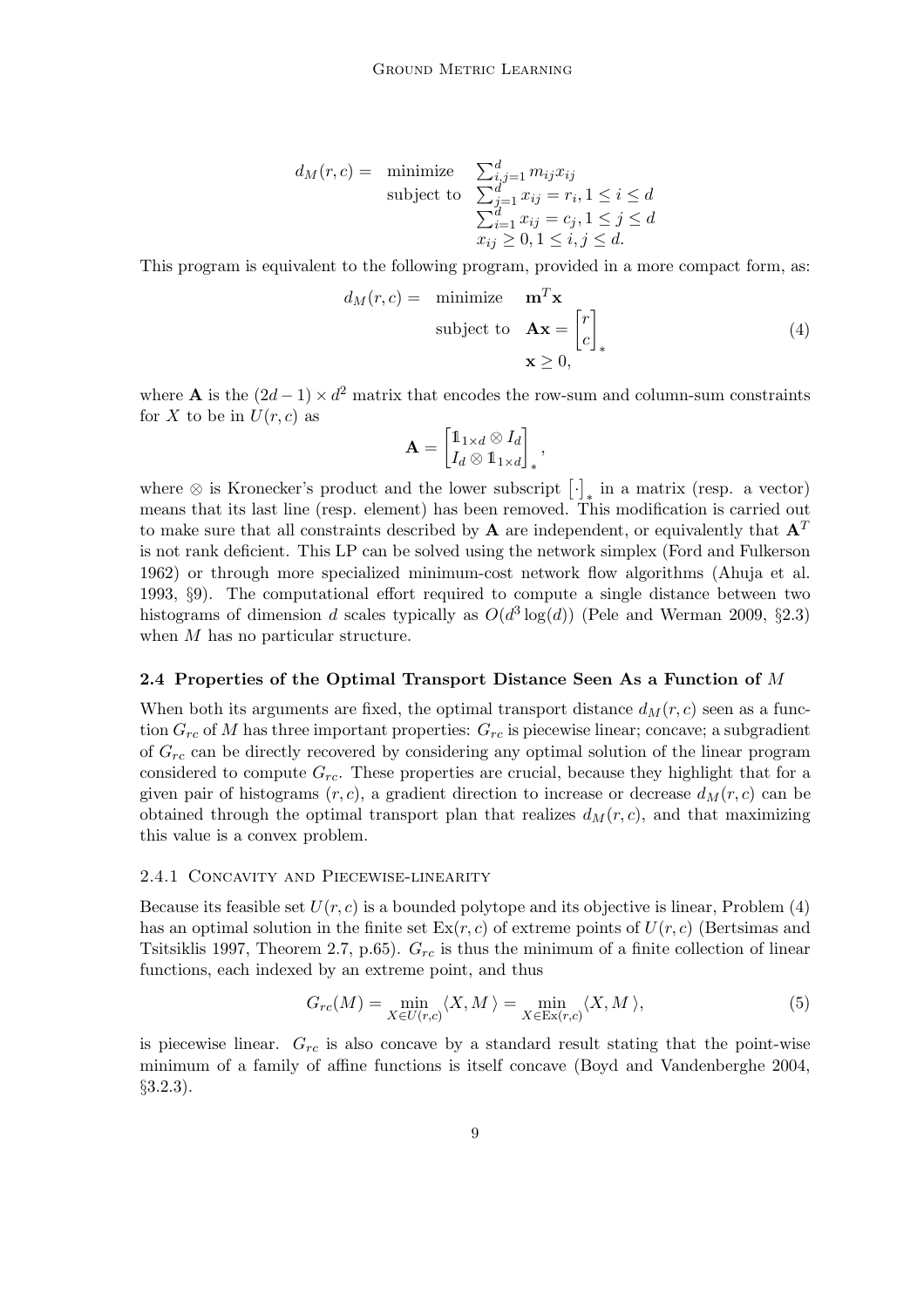$$
\begin{aligned}
d_M(r,c) = \quad & \text{minimize} && \textstyle\sum_{i,j=1}^{d} m_{ij} x_{ij} \\
& \text{subject to} && \textstyle\sum_{j=1}^{d} x_{ij} = r_i, 1 \leq i \leq d \\
& && \textstyle\sum_{i=1}^{d} x_{ij} = c_j, 1 \leq j \leq d \\
& && x_{ij} \geq 0, 1 \leq i,j \leq d.
\end{aligned}
$$

This program is equivalent to the following program, provided in a more compact form, as:

$$
\begin{aligned}
d_M(r,c) = \quad & \text{minimize} && \mathbf{m}^T \mathbf{x} \\
& \text{subject to} && \mathbf{A}\mathbf{x} = \begin{bmatrix} r \\ c \end{bmatrix}_* \\
& && \mathbf{x} \geq 0,
\end{aligned}
\tag{4}
$$

where $\mathbf{A}$ is the $(2d-1) \times d^2$ matrix that encodes the row-sum and column-sum constraints for $X$ to be in $U(r,c)$ as

$$
\mathbf{A} = \begin{bmatrix} \mathbb{1}_{1\times d} \otimes I_d \\ I_d \otimes \mathbb{1}_{1\times d} \end{bmatrix}_*,
$$

where $\otimes$ is Kronecker's product and the lower subscript $\left[\cdot\right]_*$ in a matrix (resp. a vector) means that its last line (resp. element) has been removed. This modification is carried out to make sure that all constraints described by $\mathbf{A}$ are independent, or equivalently that $\mathbf{A}^T$ is not rank deficient. This LP can be solved using the network simplex (Ford and Fulkerson 1962) or through more specialized minimum-cost network flow algorithms (Ahuja et al. 1993, §9). The computational effort required to compute a single distance between two histograms of dimension $d$ scales typically as $O(d^3 \log(d))$ (Pele and Werman 2009, §2.3) when $M$ has no particular structure.

### 2.4 Properties of the Optimal Transport Distance Seen As a Function of $M$

When both its arguments are fixed, the optimal transport distance $d_M(r,c)$ seen as a function $G_{rc}$ of $M$ has three important properties: $G_{rc}$ is piecewise linear; concave; a subgradient of $G_{rc}$ can be directly recovered by considering any optimal solution of the linear program considered to compute $G_{rc}$. These properties are crucial, because they highlight that for a given pair of histograms $(r,c)$, a gradient direction to increase or decrease $d_M(r,c)$ can be obtained through the optimal transport plan that realizes $d_M(r,c)$, and that maximizing this value is a convex problem.

#### 2.4.1 Concavity and Piecewise-linearity

Because its feasible set $U(r,c)$ is a bounded polytope and its objective is linear, Problem (4) has an optimal solution in the finite set $\mathrm{Ex}(r,c)$ of extreme points of $U(r,c)$ (Bertsimas and Tsitsiklis 1997, Theorem 2.7, p.65). $G_{rc}$ is thus the minimum of a finite collection of linear functions, each indexed by an extreme point, and thus

$$
G_{rc}(M) = \min_{X \in U(r,c)} \langle X, M \rangle = \min_{X \in \mathrm{Ex}(r,c)} \langle X, M \rangle, \tag{5}
$$

is piecewise linear. $G_{rc}$ is also concave by a standard result stating that the point-wise minimum of a family of affine functions is itself concave (Boyd and Vandenberghe 2004, §3.2.3).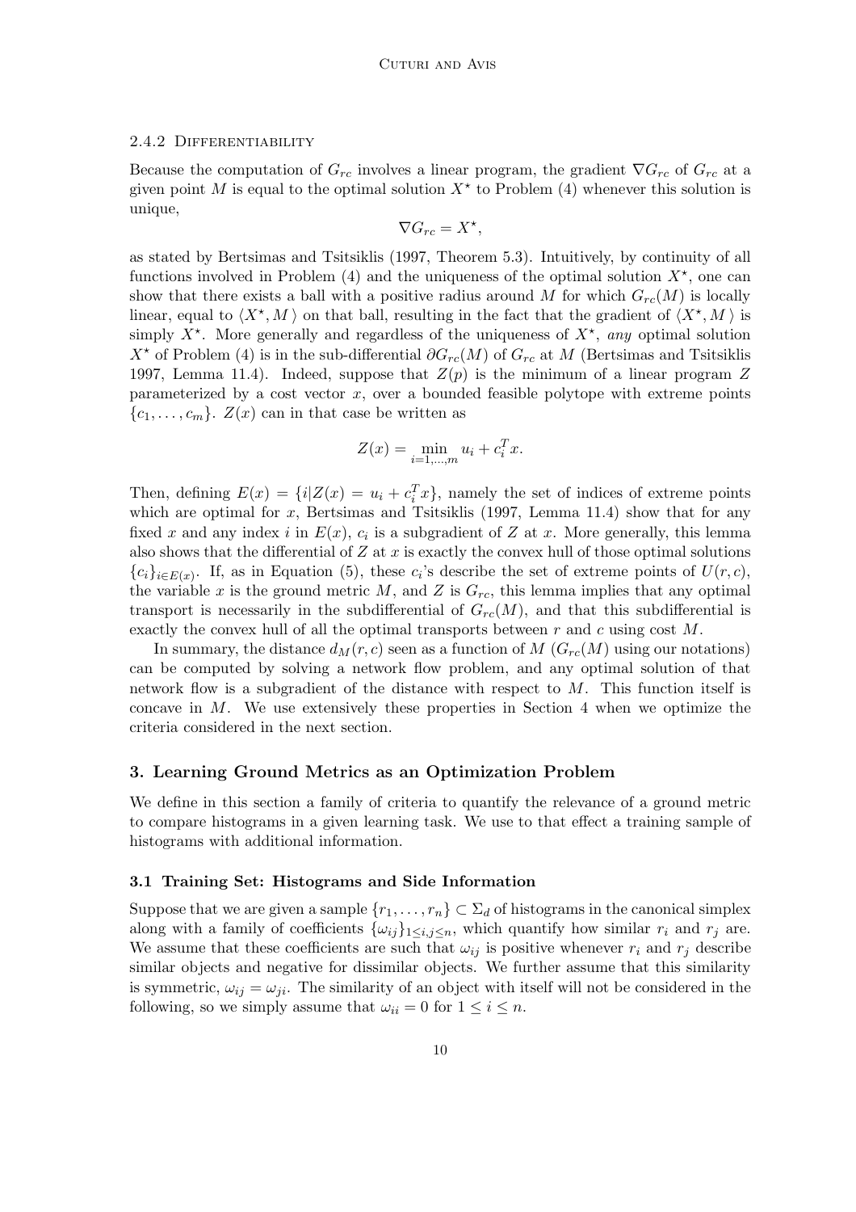#### 2.4.2 Differentiability

Because the computation of $G_{rc}$ involves a linear program, the gradient $\nabla G_{rc}$ of $G_{rc}$ at a given point $M$ is equal to the optimal solution $X^\star$ to Problem (4) whenever this solution is unique,

$$\nabla G_{rc} = X^\star,$$

as stated by Bertsimas and Tsitsiklis (1997, Theorem 5.3). Intuitively, by continuity of all functions involved in Problem (4) and the uniqueness of the optimal solution $X^\star$, one can show that there exists a ball with a positive radius around $M$ for which $G_{rc}(M)$ is locally linear, equal to $\langle X^\star, M \rangle$ on that ball, resulting in the fact that the gradient of $\langle X^\star, M \rangle$ is simply $X^\star$. More generally and regardless of the uniqueness of $X^\star$, *any* optimal solution $X^\star$ of Problem (4) is in the sub-differential $\partial G_{rc}(M)$ of $G_{rc}$ at $M$ (Bertsimas and Tsitsiklis 1997, Lemma 11.4). Indeed, suppose that $Z(p)$ is the minimum of a linear program $Z$ parameterized by a cost vector $x$, over a bounded feasible polytope with extreme points $\{c_1, \dots, c_m\}$. $Z(x)$ can in that case be written as

$$Z(x) = \min_{i=1,\dots,m} u_i + c_i^T x.$$

Then, defining $E(x) = \{i | Z(x) = u_i + c_i^T x\}$, namely the set of indices of extreme points which are optimal for $x$, Bertsimas and Tsitsiklis (1997, Lemma 11.4) show that for any fixed $x$ and any index $i$ in $E(x)$, $c_i$ is a subgradient of $Z$ at $x$. More generally, this lemma also shows that the differential of $Z$ at $x$ is exactly the convex hull of those optimal solutions $\{c_i\}_{i\in E(x)}$. If, as in Equation (5), these $c_i$'s describe the set of extreme points of $U(r, c)$, the variable $x$ is the ground metric $M$, and $Z$ is $G_{rc}$, this lemma implies that any optimal transport is necessarily in the subdifferential of $G_{rc}(M)$, and that this subdifferential is exactly the convex hull of all the optimal transports between $r$ and $c$ using cost $M$.

In summary, the distance $d_M(r, c)$ seen as a function of $M$ ($G_{rc}(M)$ using our notations) can be computed by solving a network flow problem, and any optimal solution of that network flow is a subgradient of the distance with respect to $M$. This function itself is concave in $M$. We use extensively these properties in Section 4 when we optimize the criteria considered in the next section.

## 3. Learning Ground Metrics as an Optimization Problem

We define in this section a family of criteria to quantify the relevance of a ground metric to compare histograms in a given learning task. We use to that effect a training sample of histograms with additional information.

### 3.1 Training Set: Histograms and Side Information

Suppose that we are given a sample $\{r_1, \dots, r_n\} \subset \Sigma_d$ of histograms in the canonical simplex along with a family of coefficients $\{\omega_{ij}\}_{1\le i,j\le n}$, which quantify how similar $r_i$ and $r_j$ are. We assume that these coefficients are such that $\omega_{ij}$ is positive whenever $r_i$ and $r_j$ describe similar objects and negative for dissimilar objects. We further assume that this similarity is symmetric, $\omega_{ij} = \omega_{ji}$. The similarity of an object with itself will not be considered in the following, so we simply assume that $\omega_{ii} = 0$ for $1 \le i \le n$.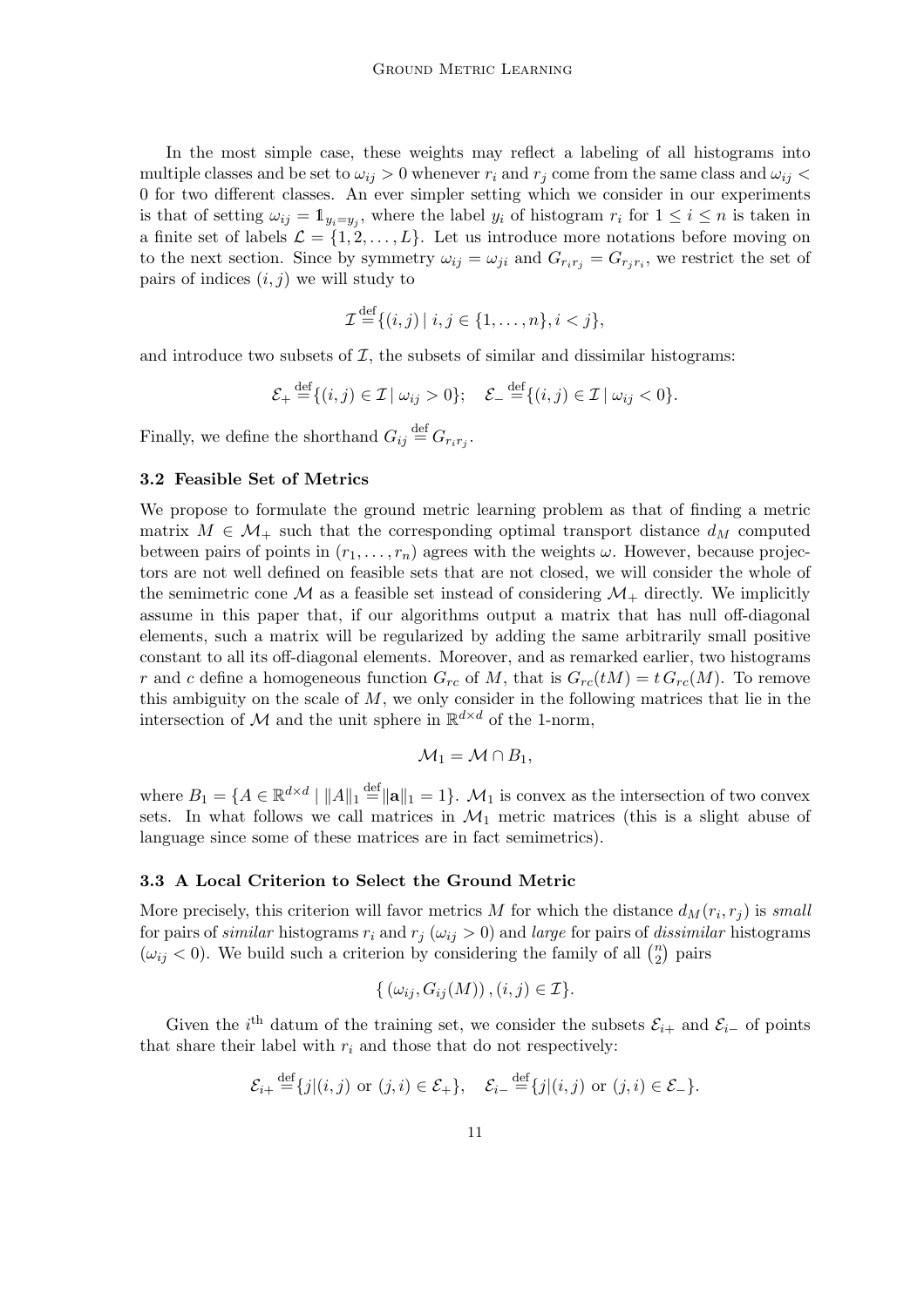In the most simple case, these weights may reflect a labeling of all histograms into multiple classes and be set to $\omega_{ij} > 0$ whenever $r_i$ and $r_j$ come from the same class and $\omega_{ij} < 0$ for two different classes. An ever simpler setting which we consider in our experiments is that of setting $\omega_{ij} = \mathbb{1}_{y_i = y_j}$, where the label $y_i$ of histogram $r_i$ for $1 \leq i \leq n$ is taken in a finite set of labels $\mathcal{L} = \{1, 2, \ldots, L\}$. Let us introduce more notations before moving on to the next section. Since by symmetry $\omega_{ij} = \omega_{ji}$ and $G_{r_i r_j} = G_{r_j r_i}$, we restrict the set of pairs of indices $(i, j)$ we will study to

$$\mathcal{I} \stackrel{\text{def}}{=} \{(i,j) \mid i,j \in \{1, \ldots, n\}, i < j\},$$

and introduce two subsets of $\mathcal{I}$, the subsets of similar and dissimilar histograms:

$$\mathcal{E}_+ \stackrel{\text{def}}{=} \{(i,j) \in \mathcal{I} \mid \omega_{ij} > 0\}; \quad \mathcal{E}_- \stackrel{\text{def}}{=} \{(i,j) \in \mathcal{I} \mid \omega_{ij} < 0\}.$$

Finally, we define the shorthand $G_{ij} \stackrel{\text{def}}{=} G_{r_i r_j}$.

### 3.2 Feasible Set of Metrics

We propose to formulate the ground metric learning problem as that of finding a metric matrix $M \in \mathcal{M}_+$ such that the corresponding optimal transport distance $d_M$ computed between pairs of points in $(r_1, \ldots, r_n)$ agrees with the weights $\omega$. However, because projectors are not well defined on feasible sets that are not closed, we will consider the whole of the semimetric cone $\mathcal{M}$ as a feasible set instead of considering $\mathcal{M}_+$ directly. We implicitly assume in this paper that, if our algorithms output a matrix that has null off-diagonal elements, such a matrix will be regularized by adding the same arbitrarily small positive constant to all its off-diagonal elements. Moreover, and as remarked earlier, two histograms $r$ and $c$ define a homogeneous function $G_{rc}$ of $M$, that is $G_{rc}(tM) = t\, G_{rc}(M)$. To remove this ambiguity on the scale of $M$, we only consider in the following matrices that lie in the intersection of $\mathcal{M}$ and the unit sphere in $\mathbb{R}^{d \times d}$ of the 1-norm,

$$\mathcal{M}_1 = \mathcal{M} \cap B_1,$$

where $B_1 = \{A \in \mathbb{R}^{d \times d} \mid \|A\|_1 \stackrel{\text{def}}{=} \|\mathbf{a}\|_1 = 1\}$. $\mathcal{M}_1$ is convex as the intersection of two convex sets. In what follows we call matrices in $\mathcal{M}_1$ metric matrices (this is a slight abuse of language since some of these matrices are in fact semimetrics).

### 3.3 A Local Criterion to Select the Ground Metric

More precisely, this criterion will favor metrics $M$ for which the distance $d_M(r_i, r_j)$ is *small* for pairs of *similar* histograms $r_i$ and $r_j$ ($\omega_{ij} > 0$) and *large* for pairs of *dissimilar* histograms ($\omega_{ij} < 0$). We build such a criterion by considering the family of all $\binom{n}{2}$ pairs

$$\{\, (\omega_{ij}, G_{ij}(M))\,, (i,j) \in \mathcal{I}\}.$$

Given the $i^{\text{th}}$ datum of the training set, we consider the subsets $\mathcal{E}_{i+}$ and $\mathcal{E}_{i-}$ of points that share their label with $r_i$ and those that do not respectively:

$$\mathcal{E}_{i+} \stackrel{\text{def}}{=} \{j | (i,j) \text{ or } (j,i) \in \mathcal{E}_+\}, \quad \mathcal{E}_{i-} \stackrel{\text{def}}{=} \{j | (i,j) \text{ or } (j,i) \in \mathcal{E}_-\}.$$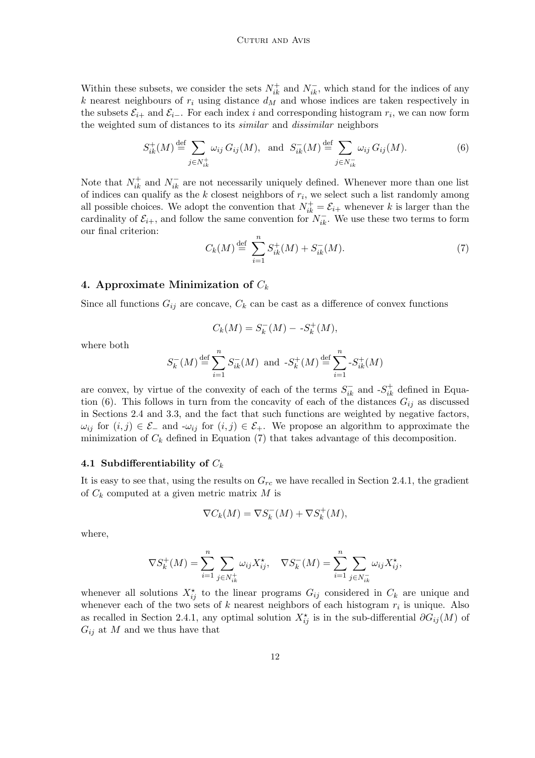Within these subsets, we consider the sets $N_{ik}^+$ and $N_{ik}^-$, which stand for the indices of any $k$ nearest neighbours of $r_i$ using distance $d_M$ and whose indices are taken respectively in the subsets $\mathcal{E}_{i+}$ and $\mathcal{E}_{i-}$. For each index $i$ and corresponding histogram $r_i$, we can now form the weighted sum of distances to its *similar* and *dissimilar* neighbors

$$S_{ik}^+(M) \stackrel{\text{def}}{=} \sum_{j \in N_{ik}^+} \omega_{ij}\, G_{ij}(M), \quad \text{and} \quad S_{ik}^-(M) \stackrel{\text{def}}{=} \sum_{j \in N_{ik}^-} \omega_{ij}\, G_{ij}(M). \tag{6}$$

Note that $N_{ik}^+$ and $N_{ik}^-$ are not necessarily uniquely defined. Whenever more than one list of indices can qualify as the $k$ closest neighbors of $r_i$, we select such a list randomly among all possible choices. We adopt the convention that $N_{ik}^+ = \mathcal{E}_{i+}$ whenever $k$ is larger than the cardinality of $\mathcal{E}_{i+}$, and follow the same convention for $N_{ik}^-$. We use these two terms to form our final criterion:

$$C_k(M) \stackrel{\text{def}}{=} \sum_{i=1}^{n} S_{ik}^+(M) + S_{ik}^-(M). \tag{7}$$

## 4. Approximate Minimization of $C_k$

Since all functions $G_{ij}$ are concave, $C_k$ can be cast as a difference of convex functions

$$C_k(M) = S_k^-(M) - \text{-}S_k^+(M),$$

where both

$$S_k^-(M) \stackrel{\text{def}}{=} \sum_{i=1}^{n} S_{ik}^-(M) \;\text{ and }\; \text{-}S_k^+(M) \stackrel{\text{def}}{=} \sum_{i=1}^{n} \text{-}S_{ik}^+(M)$$

are convex, by virtue of the convexity of each of the terms $S_{ik}^-$ and -$S_{ik}^+$ defined in Equation (6). This follows in turn from the concavity of each of the distances $G_{ij}$ as discussed in Sections 2.4 and 3.3, and the fact that such functions are weighted by negative factors, $\omega_{ij}$ for $(i,j) \in \mathcal{E}_-$ and -$\omega_{ij}$ for $(i,j) \in \mathcal{E}_+$. We propose an algorithm to approximate the minimization of $C_k$ defined in Equation (7) that takes advantage of this decomposition.

### 4.1 Subdifferentiability of $C_k$

It is easy to see that, using the results on $G_{rc}$ we have recalled in Section 2.4.1, the gradient of $C_k$ computed at a given metric matrix $M$ is

$$\nabla C_k(M) = \nabla S_k^-(M) + \nabla S_k^+(M),$$

where,

$$\nabla S_k^+(M) = \sum_{i=1}^{n} \sum_{j \in N_{ik}^+} \omega_{ij} X_{ij}^\star, \quad \nabla S_k^-(M) = \sum_{i=1}^{n} \sum_{j \in N_{ik}^-} \omega_{ij} X_{ij}^\star,$$

whenever all solutions $X_{ij}^\star$ to the linear programs $G_{ij}$ considered in $C_k$ are unique and whenever each of the two sets of $k$ nearest neighbors of each histogram $r_i$ is unique. Also as recalled in Section 2.4.1, any optimal solution $X_{ij}^\star$ is in the sub-differential $\partial G_{ij}(M)$ of $G_{ij}$ at $M$ and we thus have that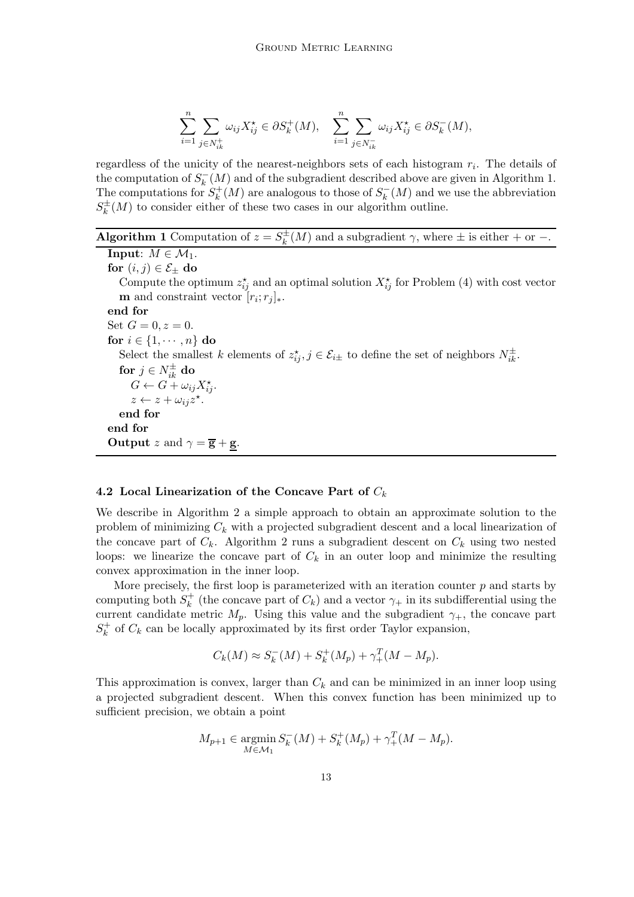$$\sum_{i=1}^{n}\sum_{j\in N_{ik}^{+}} \omega_{ij} X_{ij}^{\star} \in \partial S_k^{+}(M), \quad \sum_{i=1}^{n}\sum_{j\in N_{ik}^{-}} \omega_{ij} X_{ij}^{\star} \in \partial S_k^{-}(M),$$

regardless of the unicity of the nearest-neighbors sets of each histogram $r_i$. The details of the computation of $S_k^{-}(M)$ and of the subgradient described above are given in Algorithm 1. The computations for $S_k^{+}(M)$ are analogous to those of $S_k^{-}(M)$ and we use the abbreviation $S_k^{\pm}(M)$ to consider either of these two cases in our algorithm outline.

**Algorithm 1** Computation of $z = S_k^{\pm}(M)$ and a subgradient $\gamma$, where $\pm$ is either $+$ or $-$.

```
Input: M ∈ M_1.
for (i, j) ∈ E_± do
    Compute the optimum z*_ij and an optimal solution X*_ij for Problem (4) with cost vector
    m and constraint vector [r_i; r_j]_*.
end for
Set G = 0, z = 0.
for i ∈ {1, ··· , n} do
    Select the smallest k elements of z*_ij, j ∈ E_i± to define the set of neighbors N^±_ik.
    for j ∈ N^±_ik do
        G ← G + ω_ij X*_ij.
        z ← z + ω_ij z*.
    end for
end for
Output z and γ = ḡ + g̲.
```

### 4.2 Local Linearization of the Concave Part of $C_k$

We describe in Algorithm 2 a simple approach to obtain an approximate solution to the problem of minimizing $C_k$ with a projected subgradient descent and a local linearization of the concave part of $C_k$. Algorithm 2 runs a subgradient descent on $C_k$ using two nested loops: we linearize the concave part of $C_k$ in an outer loop and minimize the resulting convex approximation in the inner loop.

More precisely, the first loop is parameterized with an iteration counter $p$ and starts by computing both $S_k^{+}$ (the concave part of $C_k$) and a vector $\gamma_+$ in its subdifferential using the current candidate metric $M_p$. Using this value and the subgradient $\gamma_+$, the concave part $S_k^{+}$ of $C_k$ can be locally approximated by its first order Taylor expansion,

$$C_k(M) \approx S_k^{-}(M) + S_k^{+}(M_p) + \gamma_+^T(M - M_p).$$

This approximation is convex, larger than $C_k$ and can be minimized in an inner loop using a projected subgradient descent. When this convex function has been minimized up to sufficient precision, we obtain a point

$$M_{p+1} \in \operatorname*{argmin}_{M\in\mathcal{M}_1} S_k^{-}(M) + S_k^{+}(M_p) + \gamma_+^T(M - M_p).$$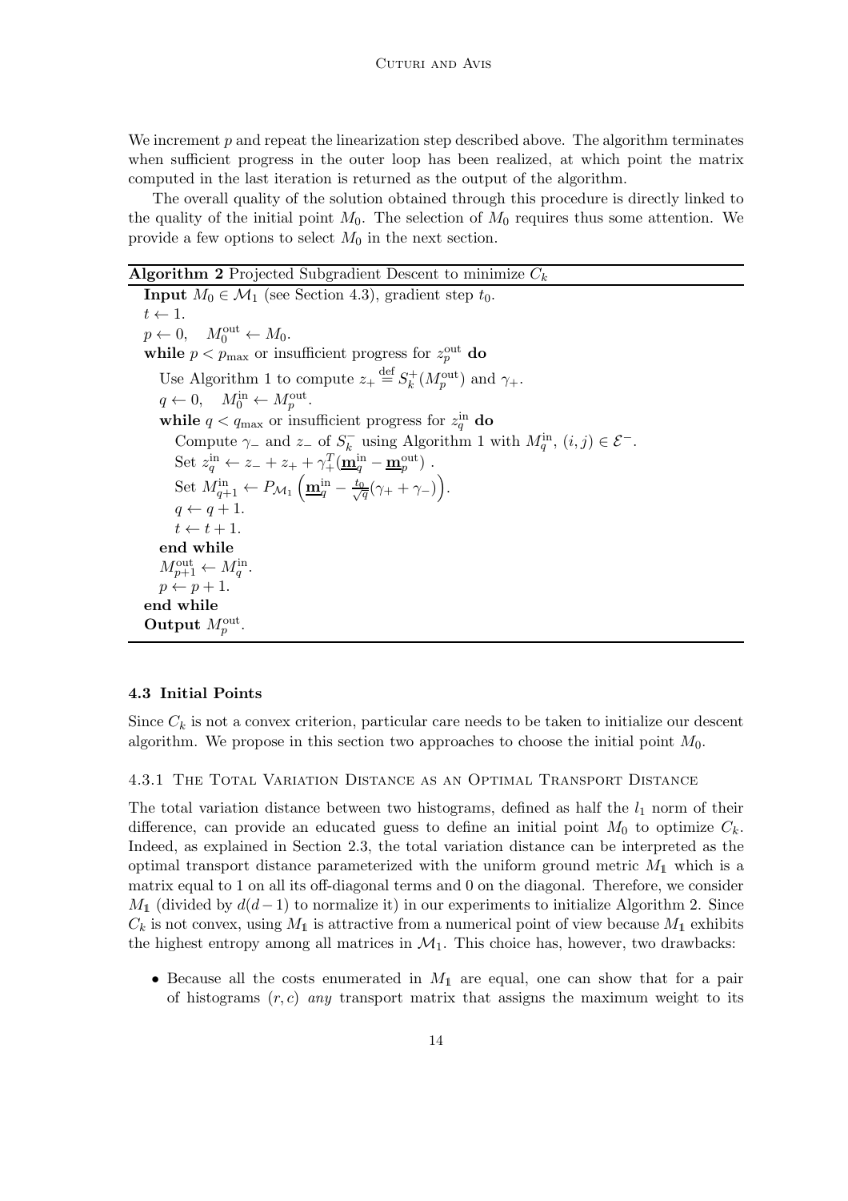We increment $p$ and repeat the linearization step described above. The algorithm terminates when sufficient progress in the outer loop has been realized, at which point the matrix computed in the last iteration is returned as the output of the algorithm.

The overall quality of the solution obtained through this procedure is directly linked to the quality of the initial point $M_0$. The selection of $M_0$ requires thus some attention. We provide a few options to select $M_0$ in the next section.

---

**Algorithm 2** Projected Subgradient Descent to minimize $C_k$

---

**Input** $M_0 \in \mathcal{M}_1$ (see Section 4.3), gradient step $t_0$.
 $t \leftarrow 1$.
 $p \leftarrow 0, \quad M_0^{\text{out}} \leftarrow M_0$.
 **while** $p < p_{\max}$ or insufficient progress for $z_p^{\text{out}}$ **do**
  Use Algorithm 1 to compute $z_+ \stackrel{\text{def}}{=} S_k^+(M_p^{\text{out}})$ and $\gamma_+$.
  $q \leftarrow 0, \quad M_0^{\text{in}} \leftarrow M_p^{\text{out}}$.
  **while** $q < q_{\max}$ or insufficient progress for $z_q^{\text{in}}$ **do**
   Compute $\gamma_-$ and $z_-$ of $S_k^-$ using Algorithm 1 with $M_q^{\text{in}}$, $(i,j) \in \mathcal{E}^-$.
   Set $z_q^{\text{in}} \leftarrow z_- + z_+ + \gamma_+^T(\underline{\mathbf{m}}_q^{\text{in}} - \underline{\mathbf{m}}_p^{\text{out}})$ .
   Set $M_{q+1}^{\text{in}} \leftarrow P_{\mathcal{M}_1}\left(\underline{\mathbf{m}}_q^{\text{in}} - \frac{t_0}{\sqrt{q}}(\gamma_+ + \gamma_-)\right)$.
   $q \leftarrow q + 1$.
   $t \leftarrow t + 1$.
  **end while**
  $M_{p+1}^{\text{out}} \leftarrow M_q^{\text{in}}$.
  $p \leftarrow p + 1$.
 **end while**
 **Output** $M_p^{\text{out}}$.

---

### 4.3 Initial Points

Since $C_k$ is not a convex criterion, particular care needs to be taken to initialize our descent algorithm. We propose in this section two approaches to choose the initial point $M_0$.

#### 4.3.1 The Total Variation Distance as an Optimal Transport Distance

The total variation distance between two histograms, defined as half the $l_1$ norm of their difference, can provide an educated guess to define an initial point $M_0$ to optimize $C_k$. Indeed, as explained in Section 2.3, the total variation distance can be interpreted as the optimal transport distance parameterized with the uniform ground metric $M_{\mathbb{1}}$ which is a matrix equal to 1 on all its off-diagonal terms and 0 on the diagonal. Therefore, we consider $M_{\mathbb{1}}$ (divided by $d(d-1)$ to normalize it) in our experiments to initialize Algorithm 2. Since $C_k$ is not convex, using $M_{\mathbb{1}}$ is attractive from a numerical point of view because $M_{\mathbb{1}}$ exhibits the highest entropy among all matrices in $\mathcal{M}_1$. This choice has, however, two drawbacks:

- Because all the costs enumerated in $M_{\mathbb{1}}$ are equal, one can show that for a pair of histograms $(r, c)$ *any* transport matrix that assigns the maximum weight to its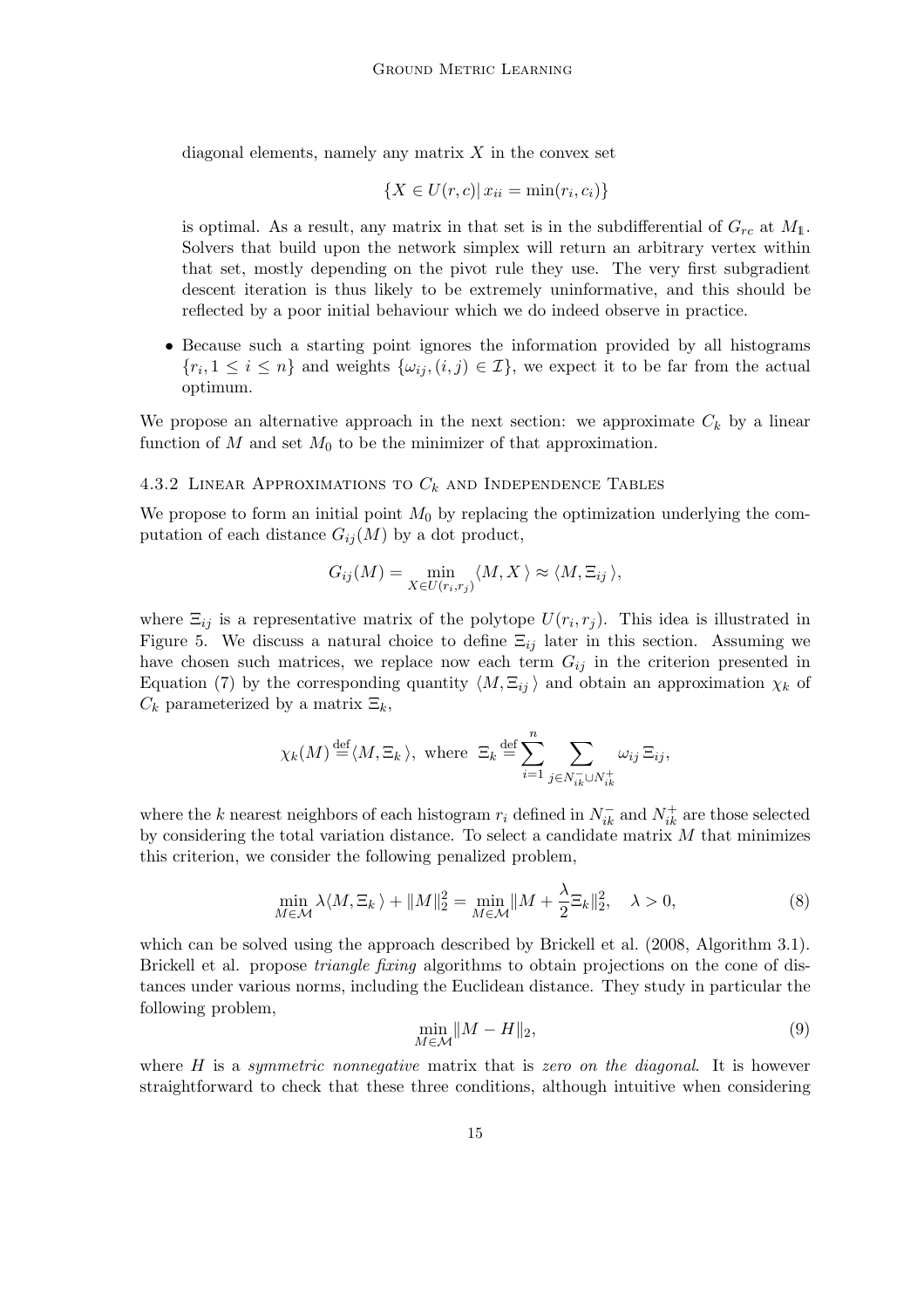diagonal elements, namely any matrix $X$ in the convex set

$$\{X \in U(r,c) | \, x_{ii} = \min(r_i, c_i)\}$$

is optimal. As a result, any matrix in that set is in the subdifferential of $G_{rc}$ at $M_{\mathbb{1}}$. Solvers that build upon the network simplex will return an arbitrary vertex within that set, mostly depending on the pivot rule they use. The very first subgradient descent iteration is thus likely to be extremely uninformative, and this should be reflected by a poor initial behaviour which we do indeed observe in practice.

- Because such a starting point ignores the information provided by all histograms $\{r_i, 1 \leq i \leq n\}$ and weights $\{\omega_{ij}, (i,j) \in \mathcal{I}\}$, we expect it to be far from the actual optimum.

We propose an alternative approach in the next section: we approximate $C_k$ by a linear function of $M$ and set $M_0$ to be the minimizer of that approximation.

### 4.3.2 Linear Approximations to $C_k$ and Independence Tables

We propose to form an initial point $M_0$ by replacing the optimization underlying the computation of each distance $G_{ij}(M)$ by a dot product,

$$G_{ij}(M) = \min_{X \in U(r_i, r_j)} \langle M, X \rangle \approx \langle M, \Xi_{ij} \rangle,$$

where $\Xi_{ij}$ is a representative matrix of the polytope $U(r_i, r_j)$. This idea is illustrated in Figure 5. We discuss a natural choice to define $\Xi_{ij}$ later in this section. Assuming we have chosen such matrices, we replace now each term $G_{ij}$ in the criterion presented in Equation (7) by the corresponding quantity $\langle M, \Xi_{ij} \rangle$ and obtain an approximation $\chi_k$ of $C_k$ parameterized by a matrix $\Xi_k$,

$$\chi_k(M) \stackrel{\text{def}}{=} \langle M, \Xi_k \rangle, \text{ where } \Xi_k \stackrel{\text{def}}{=} \sum_{i=1}^{n} \sum_{j \in N_{ik}^- \cup N_{ik}^+} \omega_{ij} \, \Xi_{ij},$$

where the $k$ nearest neighbors of each histogram $r_i$ defined in $N_{ik}^-$ and $N_{ik}^+$ are those selected by considering the total variation distance. To select a candidate matrix $M$ that minimizes this criterion, we consider the following penalized problem,

$$\min_{M \in \mathcal{M}} \lambda \langle M, \Xi_k \rangle + \|M\|_2^2 = \min_{M \in \mathcal{M}} \|M + \frac{\lambda}{2} \Xi_k\|_2^2, \quad \lambda > 0, \tag{8}$$

which can be solved using the approach described by Brickell et al. (2008, Algorithm 3.1). Brickell et al. propose *triangle fixing* algorithms to obtain projections on the cone of distances under various norms, including the Euclidean distance. They study in particular the following problem,

$$\min_{M \in \mathcal{M}} \|M - H\|_2, \tag{9}$$

where $H$ is a *symmetric nonnegative* matrix that is *zero on the diagonal*. It is however straightforward to check that these three conditions, although intuitive when considering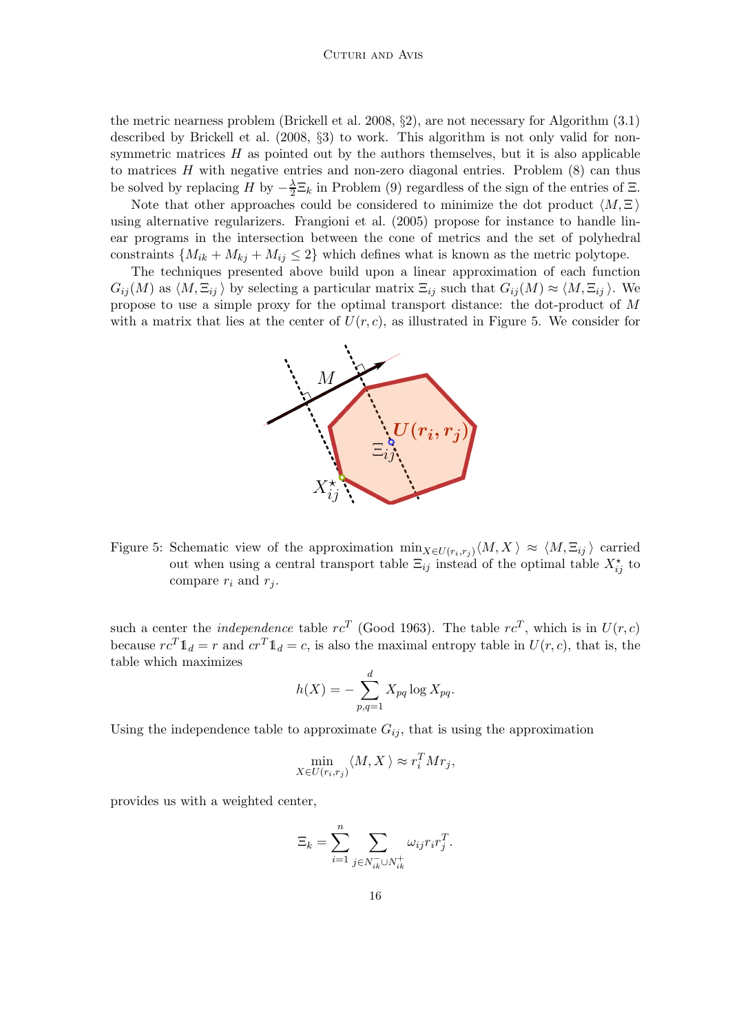the metric nearness problem (Brickell et al. 2008, §2), are not necessary for Algorithm (3.1) described by Brickell et al. (2008, §3) to work. This algorithm is not only valid for non-symmetric matrices $H$ as pointed out by the authors themselves, but it is also applicable to matrices $H$ with negative entries and non-zero diagonal entries. Problem (8) can thus be solved by replacing $H$ by $-\frac{\lambda}{2}\Xi_k$ in Problem (9) regardless of the sign of the entries of $\Xi$.

Note that other approaches could be considered to minimize the dot product $\langle M, \Xi \rangle$ using alternative regularizers. Frangioni et al. (2005) propose for instance to handle linear programs in the intersection between the cone of metrics and the set of polyhedral constraints $\{M_{ik} + M_{kj} + M_{ij} \leq 2\}$ which defines what is known as the metric polytope.

The techniques presented above build upon a linear approximation of each function $G_{ij}(M)$ as $\langle M, \Xi_{ij} \rangle$ by selecting a particular matrix $\Xi_{ij}$ such that $G_{ij}(M) \approx \langle M, \Xi_{ij} \rangle$. We propose to use a simple proxy for the optimal transport distance: the dot-product of $M$ with a matrix that lies at the center of $U(r, c)$, as illustrated in Figure 5. We consider for

Figure 5: Schematic view of the approximation $\min_{X \in U(r_i, r_j)} \langle M, X \rangle \approx \langle M, \Xi_{ij} \rangle$ carried out when using a central transport table $\Xi_{ij}$ instead of the optimal table $X^\star_{ij}$ to compare $r_i$ and $r_j$.

such a center the *independence* table $rc^T$ (Good 1963). The table $rc^T$, which is in $U(r, c)$ because $rc^T \mathbb{1}_d = r$ and $cr^T \mathbb{1}_d = c$, is also the maximal entropy table in $U(r, c)$, that is, the table which maximizes

$$h(X) = -\sum_{p,q=1}^{d} X_{pq} \log X_{pq}.$$

Using the independence table to approximate $G_{ij}$, that is using the approximation

$$\min_{X \in U(r_i, r_j)} \langle M, X \rangle \approx r_i^T M r_j,$$

provides us with a weighted center,

$$\Xi_k = \sum_{i=1}^{n} \sum_{j \in N_{ik}^- \cup N_{ik}^+} \omega_{ij} r_i r_j^T.$$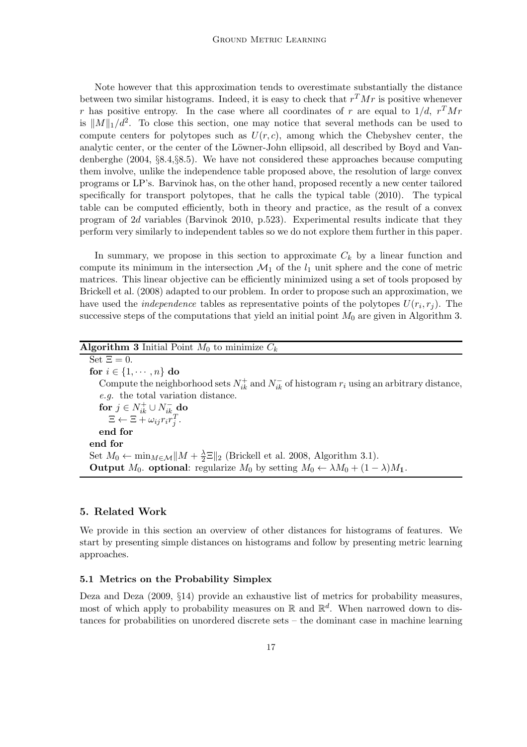Note however that this approximation tends to overestimate substantially the distance between two similar histograms. Indeed, it is easy to check that $r^T M r$ is positive whenever $r$ has positive entropy. In the case where all coordinates of $r$ are equal to $1/d$, $r^T M r$ is $\|M\|_1/d^2$. To close this section, one may notice that several methods can be used to compute centers for polytopes such as $U(r,c)$, among which the Chebyshev center, the analytic center, or the center of the Löwner-John ellipsoid, all described by Boyd and Vandenberghe (2004, §8.4,§8.5). We have not considered these approaches because computing them involve, unlike the independence table proposed above, the resolution of large convex programs or LP's. Barvinok has, on the other hand, proposed recently a new center tailored specifically for transport polytopes, that he calls the typical table (2010). The typical table can be computed efficiently, both in theory and practice, as the result of a convex program of $2d$ variables (Barvinok 2010, p.523). Experimental results indicate that they perform very similarly to independent tables so we do not explore them further in this paper.

In summary, we propose in this section to approximate $C_k$ by a linear function and compute its minimum in the intersection $\mathcal{M}_1$ of the $l_1$ unit sphere and the cone of metric matrices. This linear objective can be efficiently minimized using a set of tools proposed by Brickell et al. (2008) adapted to our problem. In order to propose such an approximation, we have used the *independence* tables as representative points of the polytopes $U(r_i, r_j)$. The successive steps of the computations that yield an initial point $M_0$ are given in Algorithm 3.

**Algorithm 3** Initial Point $M_0$ to minimize $C_k$

Set $\Xi = 0$.
**for** $i \in \{1, \cdots, n\}$ **do**
  Compute the neighborhood sets $N_{ik}^+$ and $N_{ik}^-$ of histogram $r_i$ using an arbitrary distance, *e.g.* the total variation distance.
  **for** $j \in N_{ik}^+ \cup N_{ik}^-$ **do**
    $\Xi \leftarrow \Xi + \omega_{ij} r_i r_j^T$.
  **end for**
**end for**
Set $M_0 \leftarrow \min_{M \in \mathcal{M}} \|M + \frac{\lambda}{2}\Xi\|_2$ (Brickell et al. 2008, Algorithm 3.1).
**Output** $M_0$. **optional**: regularize $M_0$ by setting $M_0 \leftarrow \lambda M_0 + (1-\lambda) M_{\mathbb{1}}$.

## 5. Related Work

We provide in this section an overview of other distances for histograms of features. We start by presenting simple distances on histograms and follow by presenting metric learning approaches.

### 5.1 Metrics on the Probability Simplex

Deza and Deza (2009, §14) provide an exhaustive list of metrics for probability measures, most of which apply to probability measures on $\mathbb{R}$ and $\mathbb{R}^d$. When narrowed down to distances for probabilities on unordered discrete sets – the dominant case in machine learning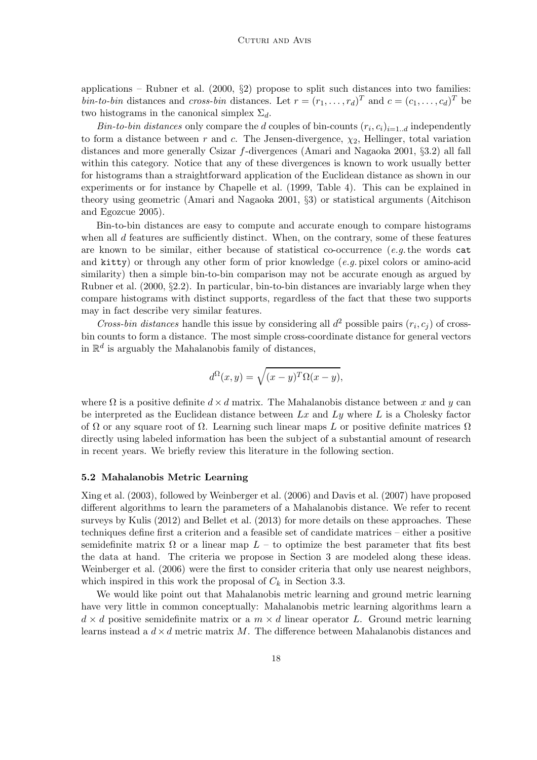applications – Rubner et al. (2000, §2) propose to split such distances into two families: *bin-to-bin* distances and *cross-bin* distances. Let $r = (r_1, \dots, r_d)^T$ and $c = (c_1, \dots, c_d)^T$ be two histograms in the canonical simplex $\Sigma_d$.

*Bin-to-bin distances* only compare the $d$ couples of bin-counts $(r_i, c_i)_{i=1..d}$ independently to form a distance between $r$ and $c$. The Jensen-divergence, $\chi_2$, Hellinger, total variation distances and more generally Csizar $f$-divergences (Amari and Nagaoka 2001, §3.2) all fall within this category. Notice that any of these divergences is known to work usually better for histograms than a straightforward application of the Euclidean distance as shown in our experiments or for instance by Chapelle et al. (1999, Table 4). This can be explained in theory using geometric (Amari and Nagaoka 2001, §3) or statistical arguments (Aitchison and Egozcue 2005).

Bin-to-bin distances are easy to compute and accurate enough to compare histograms when all $d$ features are sufficiently distinct. When, on the contrary, some of these features are known to be similar, either because of statistical co-occurrence (*e.g.* the words `cat` and `kitty`) or through any other form of prior knowledge (*e.g.* pixel colors or amino-acid similarity) then a simple bin-to-bin comparison may not be accurate enough as argued by Rubner et al. (2000, §2.2). In particular, bin-to-bin distances are invariably large when they compare histograms with distinct supports, regardless of the fact that these two supports may in fact describe very similar features.

*Cross-bin distances* handle this issue by considering all $d^2$ possible pairs $(r_i, c_j)$ of cross-bin counts to form a distance. The most simple cross-coordinate distance for general vectors in $\mathbb{R}^d$ is arguably the Mahalanobis family of distances,

$$d^{\Omega}(x, y) = \sqrt{(x-y)^T \Omega (x-y)},$$

where $\Omega$ is a positive definite $d \times d$ matrix. The Mahalanobis distance between $x$ and $y$ can be interpreted as the Euclidean distance between $Lx$ and $Ly$ where $L$ is a Cholesky factor of $\Omega$ or any square root of $\Omega$. Learning such linear maps $L$ or positive definite matrices $\Omega$ directly using labeled information has been the subject of a substantial amount of research in recent years. We briefly review this literature in the following section.

### 5.2 Mahalanobis Metric Learning

Xing et al. (2003), followed by Weinberger et al. (2006) and Davis et al. (2007) have proposed different algorithms to learn the parameters of a Mahalanobis distance. We refer to recent surveys by Kulis (2012) and Bellet et al. (2013) for more details on these approaches. These techniques define first a criterion and a feasible set of candidate matrices – either a positive semidefinite matrix $\Omega$ or a linear map $L$ – to optimize the best parameter that fits best the data at hand. The criteria we propose in Section 3 are modeled along these ideas. Weinberger et al. (2006) were the first to consider criteria that only use nearest neighbors, which inspired in this work the proposal of $C_k$ in Section 3.3.

We would like point out that Mahalanobis metric learning and ground metric learning have very little in common conceptually: Mahalanobis metric learning algorithms learn a $d \times d$ positive semidefinite matrix or a $m \times d$ linear operator $L$. Ground metric learning learns instead a $d \times d$ metric matrix $M$. The difference between Mahalanobis distances and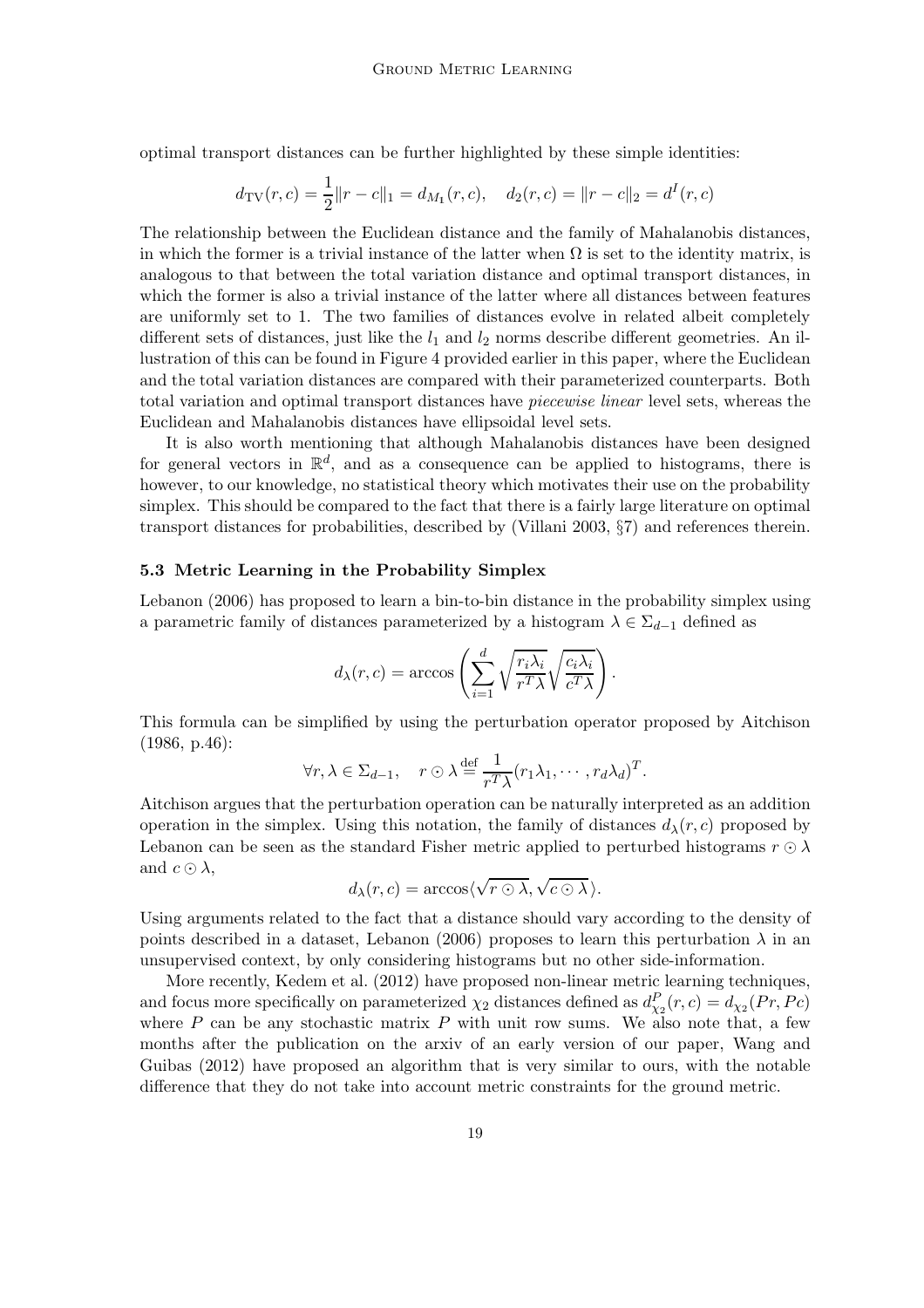optimal transport distances can be further highlighted by these simple identities:

$$d_{\mathrm{TV}}(r,c) = \frac{1}{2}\|r-c\|_1 = d_{M_1}(r,c), \quad d_2(r,c) = \|r-c\|_2 = d^I(r,c)$$

The relationship between the Euclidean distance and the family of Mahalanobis distances, in which the former is a trivial instance of the latter when $\Omega$ is set to the identity matrix, is analogous to that between the total variation distance and optimal transport distances, in which the former is also a trivial instance of the latter where all distances between features are uniformly set to 1. The two families of distances evolve in related albeit completely different sets of distances, just like the $l_1$ and $l_2$ norms describe different geometries. An illustration of this can be found in Figure 4 provided earlier in this paper, where the Euclidean and the total variation distances are compared with their parameterized counterparts. Both total variation and optimal transport distances have *piecewise linear* level sets, whereas the Euclidean and Mahalanobis distances have ellipsoidal level sets.

It is also worth mentioning that although Mahalanobis distances have been designed for general vectors in $\mathbb{R}^d$, and as a consequence can be applied to histograms, there is however, to our knowledge, no statistical theory which motivates their use on the probability simplex. This should be compared to the fact that there is a fairly large literature on optimal transport distances for probabilities, described by (Villani 2003, §7) and references therein.

### 5.3 Metric Learning in the Probability Simplex

Lebanon (2006) has proposed to learn a bin-to-bin distance in the probability simplex using a parametric family of distances parameterized by a histogram $\lambda \in \Sigma_{d-1}$ defined as

$$d_\lambda(r,c) = \arccos\left(\sum_{i=1}^{d} \sqrt{\frac{r_i\lambda_i}{r^T\lambda}}\sqrt{\frac{c_i\lambda_i}{c^T\lambda}}\right).$$

This formula can be simplified by using the perturbation operator proposed by Aitchison (1986, p.46):

$$\forall r,\lambda \in \Sigma_{d-1}, \quad r \odot \lambda \stackrel{\text{def}}{=} \frac{1}{r^T\lambda}(r_1\lambda_1, \cdots, r_d\lambda_d)^T.$$

Aitchison argues that the perturbation operation can be naturally interpreted as an addition operation in the simplex. Using this notation, the family of distances $d_\lambda(r,c)$ proposed by Lebanon can be seen as the standard Fisher metric applied to perturbed histograms $r \odot \lambda$ and $c \odot \lambda$,

$$d_\lambda(r,c) = \arccos\langle\sqrt{r\odot\lambda}, \sqrt{c\odot\lambda}\,\rangle.$$

Using arguments related to the fact that a distance should vary according to the density of points described in a dataset, Lebanon (2006) proposes to learn this perturbation $\lambda$ in an unsupervised context, by only considering histograms but no other side-information.

More recently, Kedem et al. (2012) have proposed non-linear metric learning techniques, and focus more specifically on parameterized $\chi_2$ distances defined as $d^P_{\chi_2}(r,c) = d_{\chi_2}(Pr, Pc)$ where $P$ can be any stochastic matrix $P$ with unit row sums. We also note that, a few months after the publication on the arxiv of an early version of our paper, Wang and Guibas (2012) have proposed an algorithm that is very similar to ours, with the notable difference that they do not take into account metric constraints for the ground metric.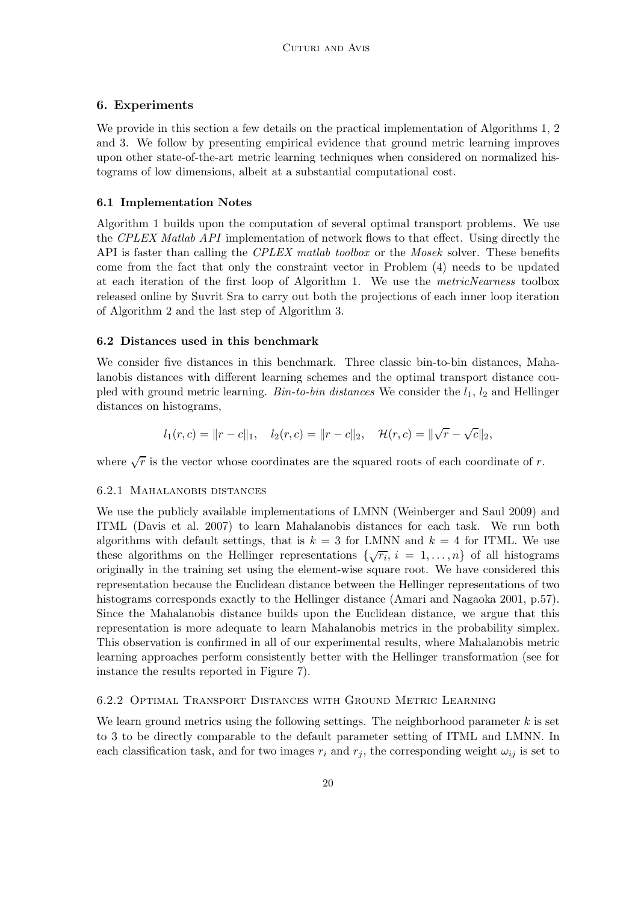## 6. Experiments

We provide in this section a few details on the practical implementation of Algorithms 1, 2 and 3. We follow by presenting empirical evidence that ground metric learning improves upon other state-of-the-art metric learning techniques when considered on normalized histograms of low dimensions, albeit at a substantial computational cost.

### 6.1 Implementation Notes

Algorithm 1 builds upon the computation of several optimal transport problems. We use the *CPLEX Matlab API* implementation of network flows to that effect. Using directly the API is faster than calling the *CPLEX matlab toolbox* or the *Mosek* solver. These benefits come from the fact that only the constraint vector in Problem (4) needs to be updated at each iteration of the first loop of Algorithm 1. We use the *metricNearness* toolbox released online by Suvrit Sra to carry out both the projections of each inner loop iteration of Algorithm 2 and the last step of Algorithm 3.

### 6.2 Distances used in this benchmark

We consider five distances in this benchmark. Three classic bin-to-bin distances, Mahalanobis distances with different learning schemes and the optimal transport distance coupled with ground metric learning. *Bin-to-bin distances* We consider the $l_1$, $l_2$ and Hellinger distances on histograms,

$$l_1(r,c) = \|r-c\|_1, \quad l_2(r,c) = \|r-c\|_2, \quad \mathcal{H}(r,c) = \|\sqrt{r} - \sqrt{c}\|_2,$$

where $\sqrt{r}$ is the vector whose coordinates are the squared roots of each coordinate of $r$.

#### 6.2.1 Mahalanobis distances

We use the publicly available implementations of LMNN (Weinberger and Saul 2009) and ITML (Davis et al. 2007) to learn Mahalanobis distances for each task. We run both algorithms with default settings, that is $k = 3$ for LMNN and $k = 4$ for ITML. We use these algorithms on the Hellinger representations $\{\sqrt{r_i}, i = 1, \ldots, n\}$ of all histograms originally in the training set using the element-wise square root. We have considered this representation because the Euclidean distance between the Hellinger representations of two histograms corresponds exactly to the Hellinger distance (Amari and Nagaoka 2001, p.57). Since the Mahalanobis distance builds upon the Euclidean distance, we argue that this representation is more adequate to learn Mahalanobis metrics in the probability simplex. This observation is confirmed in all of our experimental results, where Mahalanobis metric learning approaches perform consistently better with the Hellinger transformation (see for instance the results reported in Figure 7).

#### 6.2.2 Optimal Transport Distances with Ground Metric Learning

We learn ground metrics using the following settings. The neighborhood parameter $k$ is set to 3 to be directly comparable to the default parameter setting of ITML and LMNN. In each classification task, and for two images $r_i$ and $r_j$, the corresponding weight $\omega_{ij}$ is set to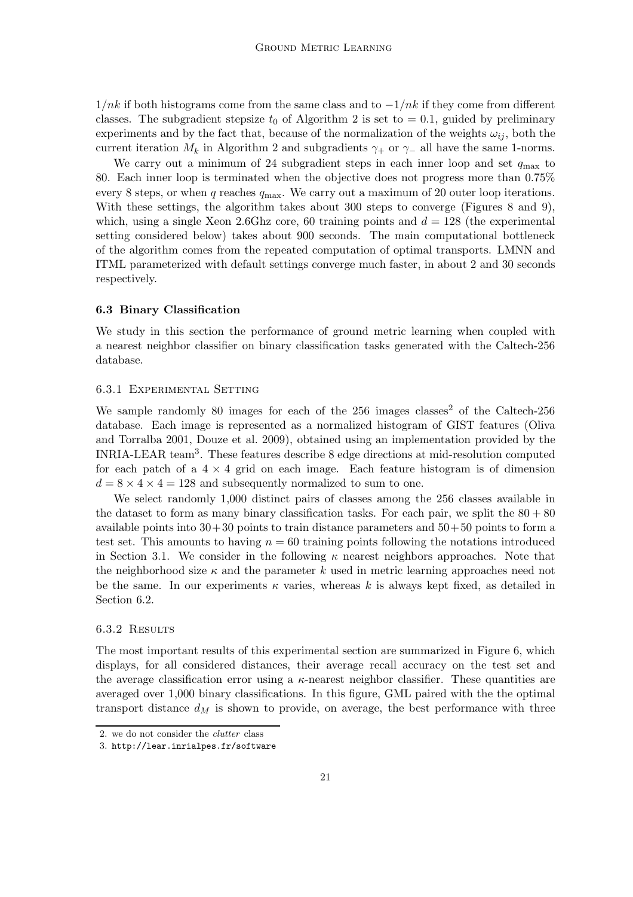$1/nk$ if both histograms come from the same class and to $-1/nk$ if they come from different classes. The subgradient stepsize $t_0$ of Algorithm 2 is set to $= 0.1$, guided by preliminary experiments and by the fact that, because of the normalization of the weights $\omega_{ij}$, both the current iteration $M_k$ in Algorithm 2 and subgradients $\gamma_+$ or $\gamma_-$ all have the same 1-norms.

We carry out a minimum of 24 subgradient steps in each inner loop and set $q_{\max}$ to 80. Each inner loop is terminated when the objective does not progress more than 0.75% every 8 steps, or when $q$ reaches $q_{\max}$. We carry out a maximum of 20 outer loop iterations. With these settings, the algorithm takes about 300 steps to converge (Figures 8 and 9), which, using a single Xeon 2.6Ghz core, 60 training points and $d = 128$ (the experimental setting considered below) takes about 900 seconds. The main computational bottleneck of the algorithm comes from the repeated computation of optimal transports. LMNN and ITML parameterized with default settings converge much faster, in about 2 and 30 seconds respectively.

### 6.3 Binary Classification

We study in this section the performance of ground metric learning when coupled with a nearest neighbor classifier on binary classification tasks generated with the Caltech-256 database.

#### 6.3.1 Experimental Setting

We sample randomly 80 images for each of the 256 images classes[2] of the Caltech-256 database. Each image is represented as a normalized histogram of GIST features (Oliva and Torralba 2001, Douze et al. 2009), obtained using an implementation provided by the INRIA-LEAR team[3]. These features describe 8 edge directions at mid-resolution computed for each patch of a $4 \times 4$ grid on each image. Each feature histogram is of dimension $d = 8 \times 4 \times 4 = 128$ and subsequently normalized to sum to one.

We select randomly 1,000 distinct pairs of classes among the 256 classes available in the dataset to form as many binary classification tasks. For each pair, we split the $80 + 80$ available points into $30+30$ points to train distance parameters and $50+50$ points to form a test set. This amounts to having $n = 60$ training points following the notations introduced in Section 3.1. We consider in the following $\kappa$ nearest neighbors approaches. Note that the neighborhood size $\kappa$ and the parameter $k$ used in metric learning approaches need not be the same. In our experiments $\kappa$ varies, whereas $k$ is always kept fixed, as detailed in Section 6.2.

#### 6.3.2 Results

The most important results of this experimental section are summarized in Figure 6, which displays, for all considered distances, their average recall accuracy on the test set and the average classification error using a $\kappa$-nearest neighbor classifier. These quantities are averaged over 1,000 binary classifications. In this figure, GML paired with the the optimal transport distance $d_M$ is shown to provide, on average, the best performance with three

2. we do not consider the *clutter* class
3. http://lear.inrialpes.fr/software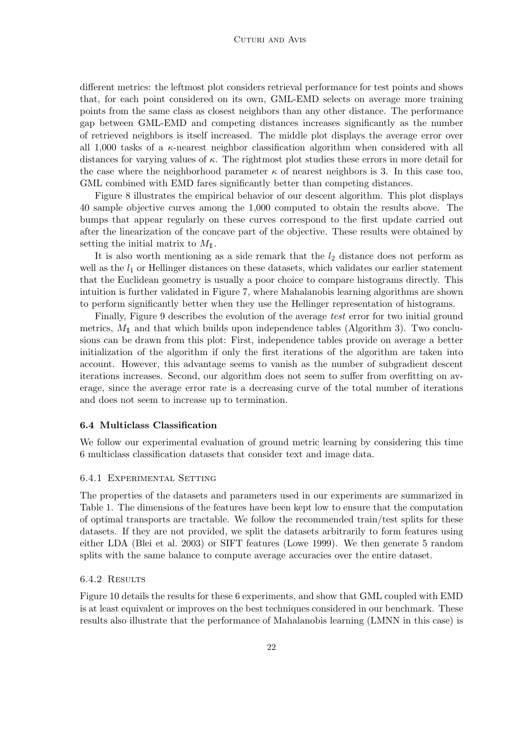different metrics: the leftmost plot considers retrieval performance for test points and shows that, for each point considered on its own, GML-EMD selects on average more training points from the same class as closest neighbors than any other distance. The performance gap between GML-EMD and competing distances increases significantly as the number of retrieved neighbors is itself increased. The middle plot displays the average error over all 1,000 tasks of a $\kappa$-nearest neighbor classification algorithm when considered with all distances for varying values of $\kappa$. The rightmost plot studies these errors in more detail for the case where the neighborhood parameter $\kappa$ of nearest neighbors is 3. In this case too, GML combined with EMD fares significantly better than competing distances.

Figure 8 illustrates the empirical behavior of our descent algorithm. This plot displays 40 sample objective curves among the 1,000 computed to obtain the results above. The bumps that appear regularly on these curves correspond to the first update carried out after the linearization of the concave part of the objective. These results were obtained by setting the initial matrix to $M_{\mathbb{1}}$.

It is also worth mentioning as a side remark that the $l_2$ distance does not perform as well as the $l_1$ or Hellinger distances on these datasets, which validates our earlier statement that the Euclidean geometry is usually a poor choice to compare histograms directly. This intuition is further validated in Figure 7, where Mahalanobis learning algorithms are shown to perform significantly better when they use the Hellinger representation of histograms.

Finally, Figure 9 describes the evolution of the average *test* error for two initial ground metrics, $M_{\mathbb{1}}$ and that which builds upon independence tables (Algorithm 3). Two conclusions can be drawn from this plot: First, independence tables provide on average a better initialization of the algorithm if only the first iterations of the algorithm are taken into account. However, this advantage seems to vanish as the number of subgradient descent iterations increases. Second, our algorithm does not seem to suffer from overfitting on average, since the average error rate is a decreasing curve of the total number of iterations and does not seem to increase up to termination.

### 6.4 Multiclass Classification

We follow our experimental evaluation of ground metric learning by considering this time 6 multiclass classification datasets that consider text and image data.

#### 6.4.1 Experimental Setting

The properties of the datasets and parameters used in our experiments are summarized in Table 1. The dimensions of the features have been kept low to ensure that the computation of optimal transports are tractable. We follow the recommended train/test splits for these datasets. If they are not provided, we split the datasets arbitrarily to form features using either LDA (Blei et al. 2003) or SIFT features (Lowe 1999). We then generate 5 random splits with the same balance to compute average accuracies over the entire dataset.

#### 6.4.2 Results

Figure 10 details the results for these 6 experiments, and show that GML coupled with EMD is at least equivalent or improves on the best techniques considered in our benchmark. These results also illustrate that the performance of Mahalanobis learning (LMNN in this case) is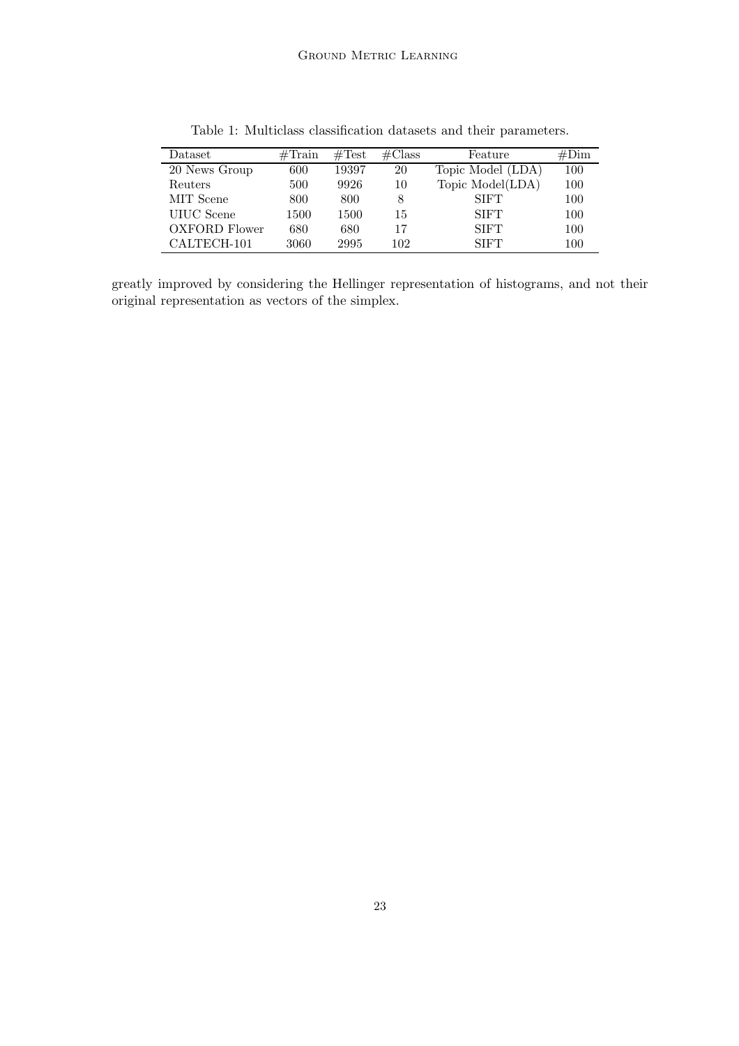Table 1: Multiclass classification datasets and their parameters.

| Dataset | #Train | #Test | #Class | Feature | #Dim |
|---|---|---|---|---|---|
| 20 News Group | 600 | 19397 | 20 | Topic Model (LDA) | 100 |
| Reuters | 500 | 9926 | 10 | Topic Model(LDA) | 100 |
| MIT Scene | 800 | 800 | 8 | SIFT | 100 |
| UIUC Scene | 1500 | 1500 | 15 | SIFT | 100 |
| OXFORD Flower | 680 | 680 | 17 | SIFT | 100 |
| CALTECH-101 | 3060 | 2995 | 102 | SIFT | 100 |

greatly improved by considering the Hellinger representation of histograms, and not their original representation as vectors of the simplex.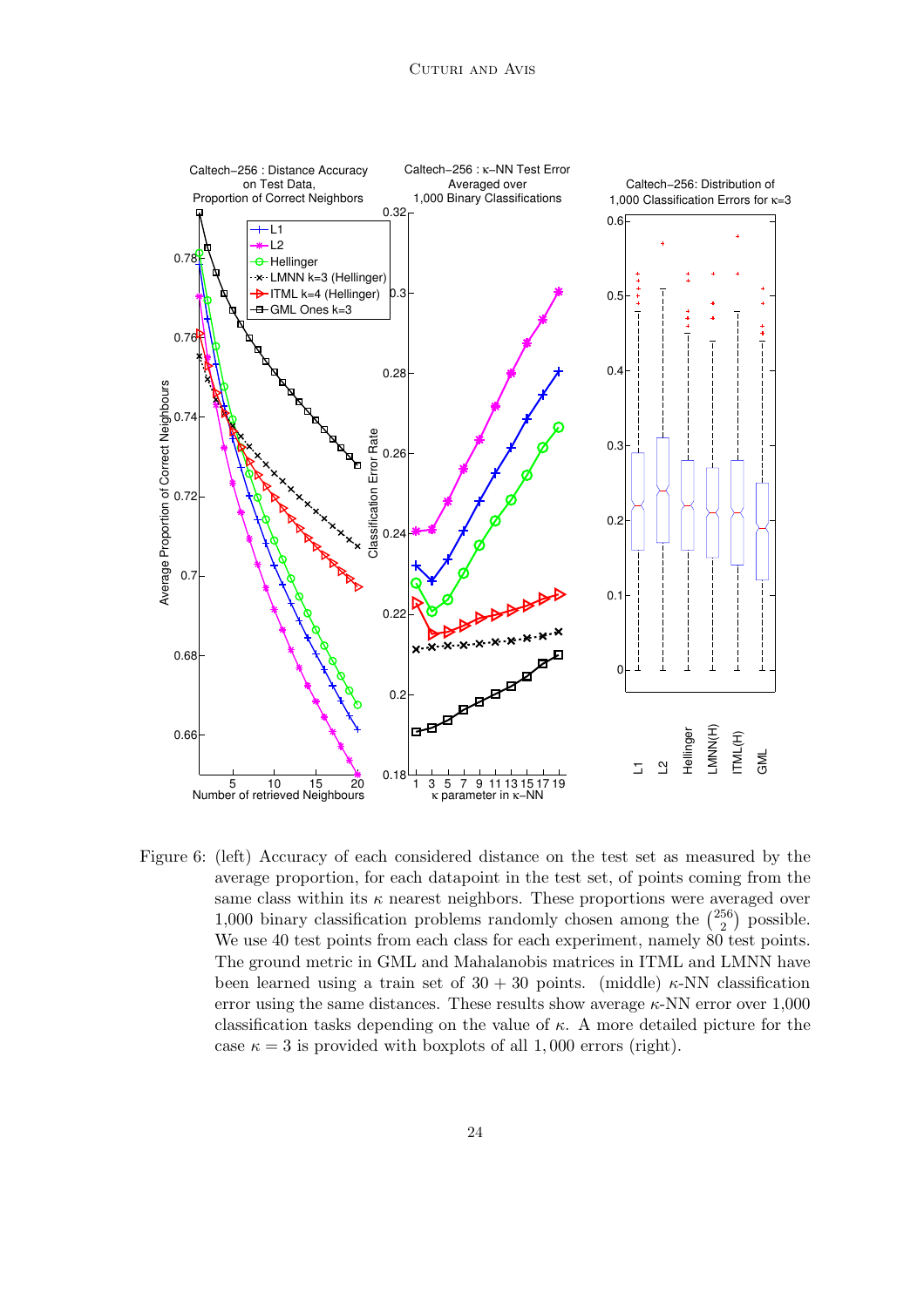Figure 6: (left) Accuracy of each considered distance on the test set as measured by the average proportion, for each datapoint in the test set, of points coming from the same class within its $\kappa$ nearest neighbors. These proportions were averaged over 1,000 binary classification problems randomly chosen among the $\binom{256}{2}$ possible. We use 40 test points from each class for each experiment, namely 80 test points. The ground metric in GML and Mahalanobis matrices in ITML and LMNN have been learned using a train set of $30 + 30$ points. (middle) $\kappa$-NN classification error using the same distances. These results show average $\kappa$-NN error over 1,000 classification tasks depending on the value of $\kappa$. A more detailed picture for the case $\kappa = 3$ is provided with boxplots of all 1,000 errors (right).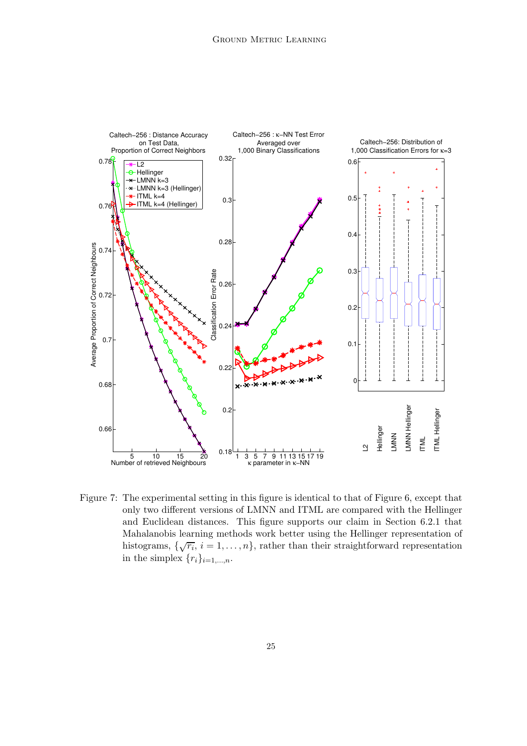Figure 7: The experimental setting in this figure is identical to that of Figure 6, except that only two different versions of LMNN and ITML are compared with the Hellinger and Euclidean distances. This figure supports our claim in Section 6.2.1 that Mahalanobis learning methods work better using the Hellinger representation of histograms, $\{\sqrt{r_i},\, i = 1, \ldots, n\}$, rather than their straightforward representation in the simplex $\{r_i\}_{i=1,\ldots,n}$.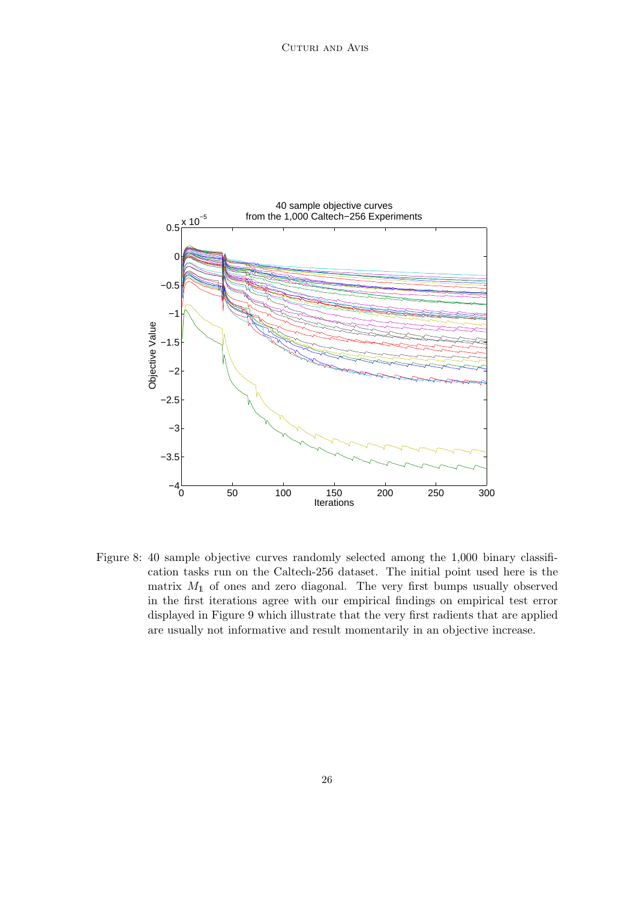Figure 8: 40 sample objective curves randomly selected among the 1,000 binary classification tasks run on the Caltech-256 dataset. The initial point used here is the matrix $M_{\mathbb{1}}$ of ones and zero diagonal. The very first bumps usually observed in the first iterations agree with our empirical findings on empirical test error displayed in Figure 9 which illustrate that the very first radients that are applied are usually not informative and result momentarily in an objective increase.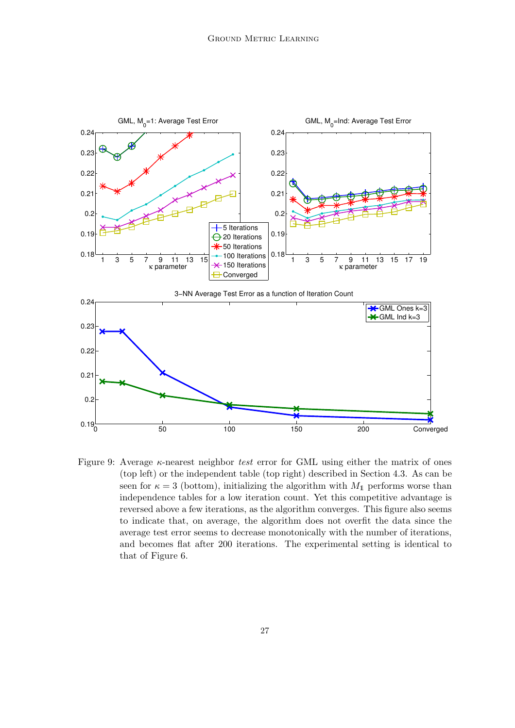Figure 9: Average $\kappa$-nearest neighbor *test* error for GML using either the matrix of ones (top left) or the independent table (top right) described in Section 4.3. As can be seen for $\kappa = 3$ (bottom), initializing the algorithm with $M_{\mathbb{1}}$ performs worse than independence tables for a low iteration count. Yet this competitive advantage is reversed above a few iterations, as the algorithm converges. This figure also seems to indicate that, on average, the algorithm does not overfit the data since the average test error seems to decrease monotonically with the number of iterations, and becomes flat after 200 iterations. The experimental setting is identical to that of Figure 6.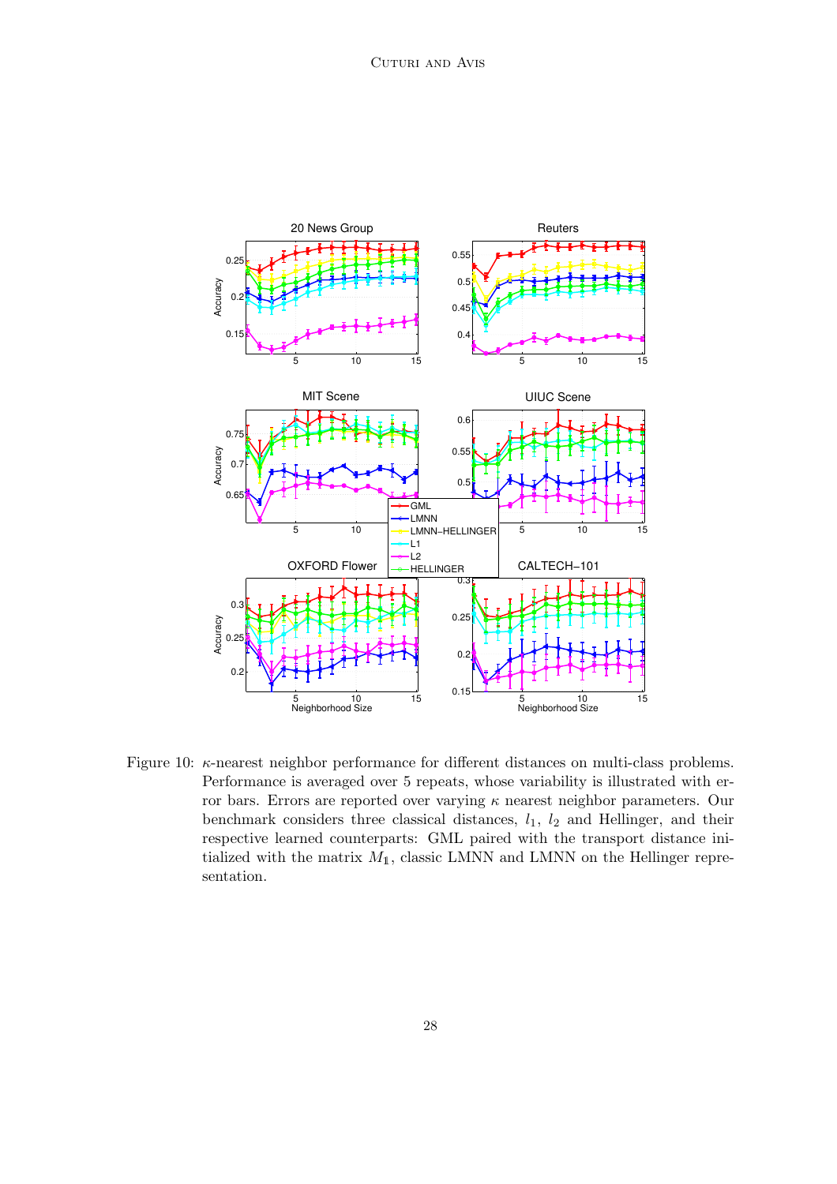Figure 10: $\kappa$-nearest neighbor performance for different distances on multi-class problems. Performance is averaged over 5 repeats, whose variability is illustrated with error bars. Errors are reported over varying $\kappa$ nearest neighbor parameters. Our benchmark considers three classical distances, $l_1$, $l_2$ and Hellinger, and their respective learned counterparts: GML paired with the transport distance initialized with the matrix $M_{\mathbb{1}}$, classic LMNN and LMNN on the Hellinger representation.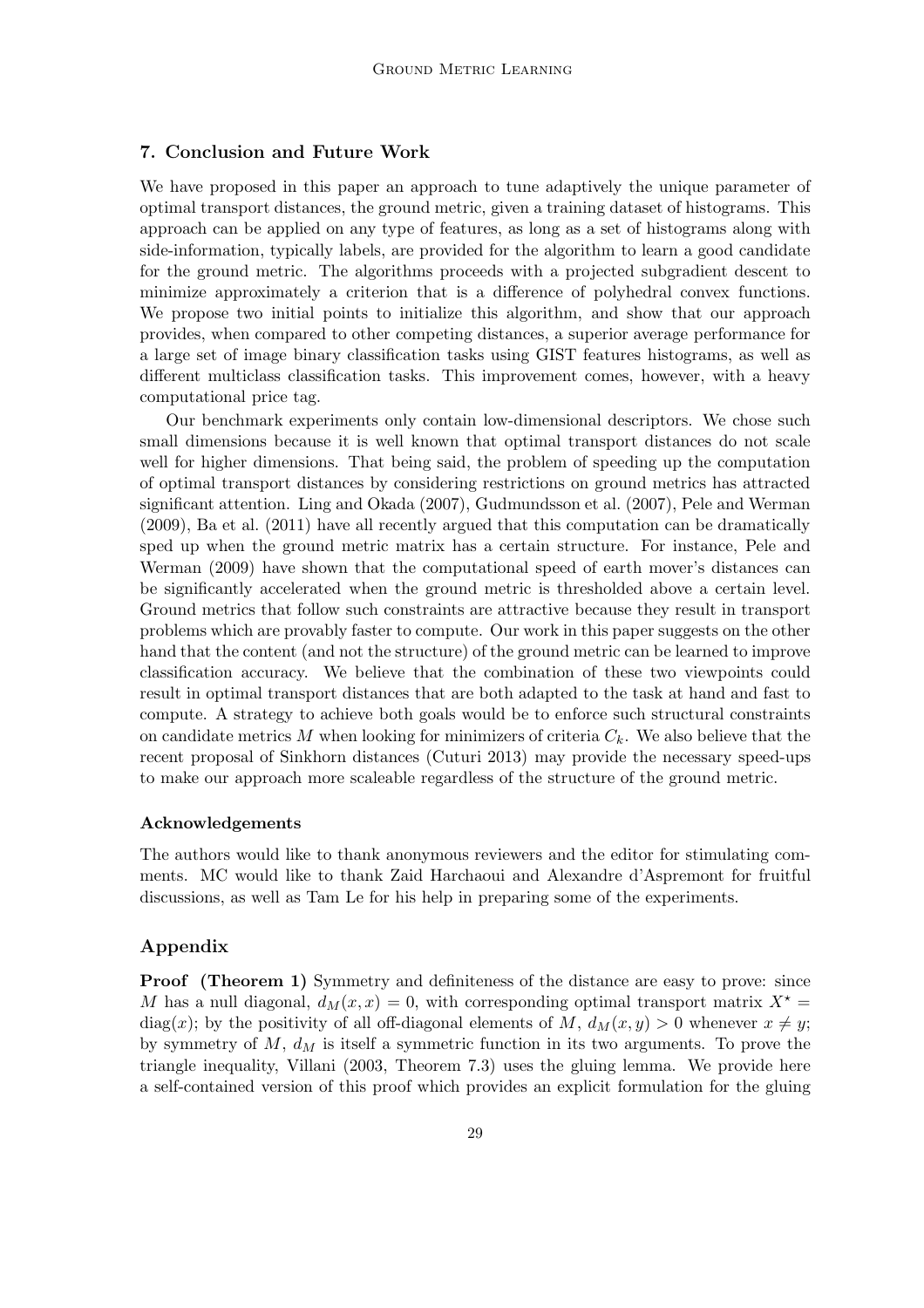## 7. Conclusion and Future Work

We have proposed in this paper an approach to tune adaptively the unique parameter of optimal transport distances, the ground metric, given a training dataset of histograms. This approach can be applied on any type of features, as long as a set of histograms along with side-information, typically labels, are provided for the algorithm to learn a good candidate for the ground metric. The algorithms proceeds with a projected subgradient descent to minimize approximately a criterion that is a difference of polyhedral convex functions. We propose two initial points to initialize this algorithm, and show that our approach provides, when compared to other competing distances, a superior average performance for a large set of image binary classification tasks using GIST features histograms, as well as different multiclass classification tasks. This improvement comes, however, with a heavy computational price tag.

Our benchmark experiments only contain low-dimensional descriptors. We chose such small dimensions because it is well known that optimal transport distances do not scale well for higher dimensions. That being said, the problem of speeding up the computation of optimal transport distances by considering restrictions on ground metrics has attracted significant attention. Ling and Okada (2007), Gudmundsson et al. (2007), Pele and Werman (2009), Ba et al. (2011) have all recently argued that this computation can be dramatically sped up when the ground metric matrix has a certain structure. For instance, Pele and Werman (2009) have shown that the computational speed of earth mover's distances can be significantly accelerated when the ground metric is thresholded above a certain level. Ground metrics that follow such constraints are attractive because they result in transport problems which are provably faster to compute. Our work in this paper suggests on the other hand that the content (and not the structure) of the ground metric can be learned to improve classification accuracy. We believe that the combination of these two viewpoints could result in optimal transport distances that are both adapted to the task at hand and fast to compute. A strategy to achieve both goals would be to enforce such structural constraints on candidate metrics $M$ when looking for minimizers of criteria $C_k$. We also believe that the recent proposal of Sinkhorn distances (Cuturi 2013) may provide the necessary speed-ups to make our approach more scaleable regardless of the structure of the ground metric.

#### Acknowledgements

The authors would like to thank anonymous reviewers and the editor for stimulating comments. MC would like to thank Zaid Harchaoui and Alexandre d'Aspremont for fruitful discussions, as well as Tam Le for his help in preparing some of the experiments.

## Appendix

**Proof (Theorem 1)** Symmetry and definiteness of the distance are easy to prove: since $M$ has a null diagonal, $d_M(x,x) = 0$, with corresponding optimal transport matrix $X^\star = \mathrm{diag}(x)$; by the positivity of all off-diagonal elements of $M$, $d_M(x,y) > 0$ whenever $x \neq y$; by symmetry of $M$, $d_M$ is itself a symmetric function in its two arguments. To prove the triangle inequality, Villani (2003, Theorem 7.3) uses the gluing lemma. We provide here a self-contained version of this proof which provides an explicit formulation for the gluing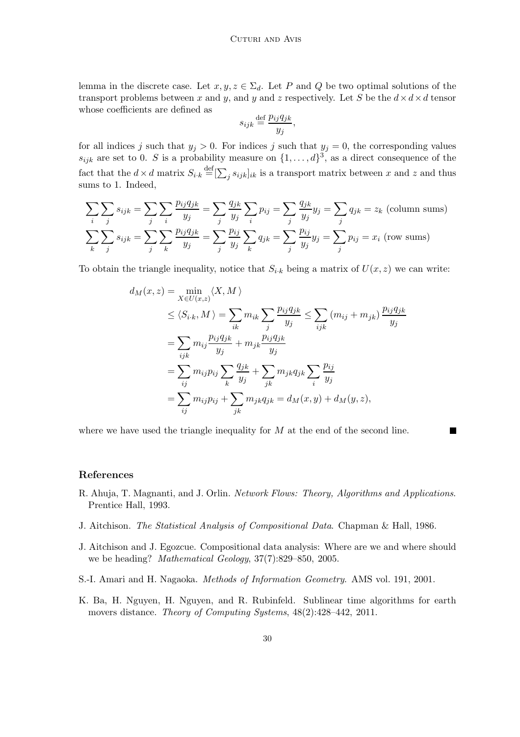lemma in the discrete case. Let $x, y, z \in \Sigma_d$. Let $P$ and $Q$ be two optimal solutions of the transport problems between $x$ and $y$, and $y$ and $z$ respectively. Let $S$ be the $d \times d \times d$ tensor whose coefficients are defined as

$$s_{ijk} \stackrel{\text{def}}{=} \frac{p_{ij} q_{jk}}{y_j},$$

for all indices $j$ such that $y_j > 0$. For indices $j$ such that $y_j = 0$, the corresponding values $s_{ijk}$ are set to 0. $S$ is a probability measure on $\{1, \ldots, d\}^3$, as a direct consequence of the fact that the $d \times d$ matrix $S_{i \cdot k} \stackrel{\text{def}}{=} [\sum_j s_{ijk}]_{ik}$ is a transport matrix between $x$ and $z$ and thus sums to 1. Indeed,

$$\sum_i \sum_j s_{ijk} = \sum_j \sum_i \frac{p_{ij} q_{jk}}{y_j} = \sum_j \frac{q_{jk}}{y_j} \sum_i p_{ij} = \sum_j \frac{q_{jk}}{y_j} y_j = \sum_j q_{jk} = z_k \text{ (column sums)}$$
$$\sum_k \sum_j s_{ijk} = \sum_j \sum_k \frac{p_{ij} q_{jk}}{y_j} = \sum_j \frac{p_{ij}}{y_j} \sum_k q_{jk} = \sum_j \frac{p_{ij}}{y_j} y_j = \sum_j p_{ij} = x_i \text{ (row sums)}$$

To obtain the triangle inequality, notice that $S_{i \cdot k}$ being a matrix of $U(x, z)$ we can write:

$$\begin{aligned}
d_M(x, z) &= \min_{X \in U(x,z)} \langle X, M \rangle \\
&\leq \langle S_{i \cdot k}, M \rangle = \sum_{ik} m_{ik} \sum_j \frac{p_{ij} q_{jk}}{y_j} \leq \sum_{ijk} (m_{ij} + m_{jk}) \frac{p_{ij} q_{jk}}{y_j} \\
&= \sum_{ijk} m_{ij} \frac{p_{ij} q_{jk}}{y_j} + m_{jk} \frac{p_{ij} q_{jk}}{y_j} \\
&= \sum_{ij} m_{ij} p_{ij} \sum_k \frac{q_{jk}}{y_j} + \sum_{jk} m_{jk} q_{jk} \sum_i \frac{p_{ij}}{y_j} \\
&= \sum_{ij} m_{ij} p_{ij} + \sum_{jk} m_{jk} q_{jk} = d_M(x, y) + d_M(y, z),
\end{aligned}$$

where we have used the triangle inequality for $M$ at the end of the second line. ■

## References

R. Ahuja, T. Magnanti, and J. Orlin. *Network Flows: Theory, Algorithms and Applications*. Prentice Hall, 1993.

J. Aitchison. *The Statistical Analysis of Compositional Data*. Chapman & Hall, 1986.

J. Aitchison and J. Egozcue. Compositional data analysis: Where are we and where should we be heading? *Mathematical Geology*, 37(7):829–850, 2005.

S.-I. Amari and H. Nagaoka. *Methods of Information Geometry*. AMS vol. 191, 2001.

K. Ba, H. Nguyen, H. Nguyen, and R. Rubinfeld. Sublinear time algorithms for earth movers distance. *Theory of Computing Systems*, 48(2):428–442, 2011.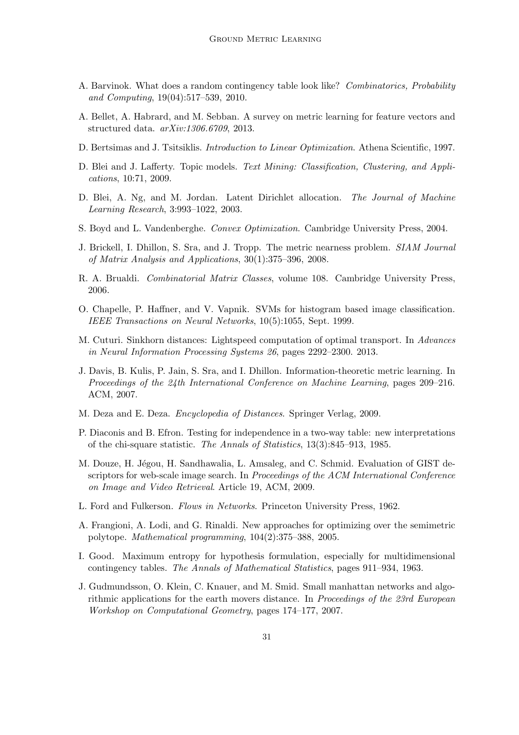A. Barvinok. What does a random contingency table look like? *Combinatorics, Probability and Computing*, 19(04):517–539, 2010.

A. Bellet, A. Habrard, and M. Sebban. A survey on metric learning for feature vectors and structured data. *arXiv:1306.6709*, 2013.

D. Bertsimas and J. Tsitsiklis. *Introduction to Linear Optimization*. Athena Scientific, 1997.

D. Blei and J. Lafferty. Topic models. *Text Mining: Classification, Clustering, and Applications*, 10:71, 2009.

D. Blei, A. Ng, and M. Jordan. Latent Dirichlet allocation. *The Journal of Machine Learning Research*, 3:993–1022, 2003.

S. Boyd and L. Vandenberghe. *Convex Optimization*. Cambridge University Press, 2004.

J. Brickell, I. Dhillon, S. Sra, and J. Tropp. The metric nearness problem. *SIAM Journal of Matrix Analysis and Applications*, 30(1):375–396, 2008.

R. A. Brualdi. *Combinatorial Matrix Classes*, volume 108. Cambridge University Press, 2006.

O. Chapelle, P. Haffner, and V. Vapnik. SVMs for histogram based image classification. *IEEE Transactions on Neural Networks*, 10(5):1055, Sept. 1999.

M. Cuturi. Sinkhorn distances: Lightspeed computation of optimal transport. In *Advances in Neural Information Processing Systems 26*, pages 2292–2300. 2013.

J. Davis, B. Kulis, P. Jain, S. Sra, and I. Dhillon. Information-theoretic metric learning. In *Proceedings of the 24th International Conference on Machine Learning*, pages 209–216. ACM, 2007.

M. Deza and E. Deza. *Encyclopedia of Distances*. Springer Verlag, 2009.

P. Diaconis and B. Efron. Testing for independence in a two-way table: new interpretations of the chi-square statistic. *The Annals of Statistics*, 13(3):845–913, 1985.

M. Douze, H. Jégou, H. Sandhawalia, L. Amsaleg, and C. Schmid. Evaluation of GIST descriptors for web-scale image search. In *Proceedings of the ACM International Conference on Image and Video Retrieval*. Article 19, ACM, 2009.

L. Ford and Fulkerson. *Flows in Networks*. Princeton University Press, 1962.

A. Frangioni, A. Lodi, and G. Rinaldi. New approaches for optimizing over the semimetric polytope. *Mathematical programming*, 104(2):375–388, 2005.

I. Good. Maximum entropy for hypothesis formulation, especially for multidimensional contingency tables. *The Annals of Mathematical Statistics*, pages 911–934, 1963.

J. Gudmundsson, O. Klein, C. Knauer, and M. Smid. Small manhattan networks and algorithmic applications for the earth movers distance. In *Proceedings of the 23rd European Workshop on Computational Geometry*, pages 174–177, 2007.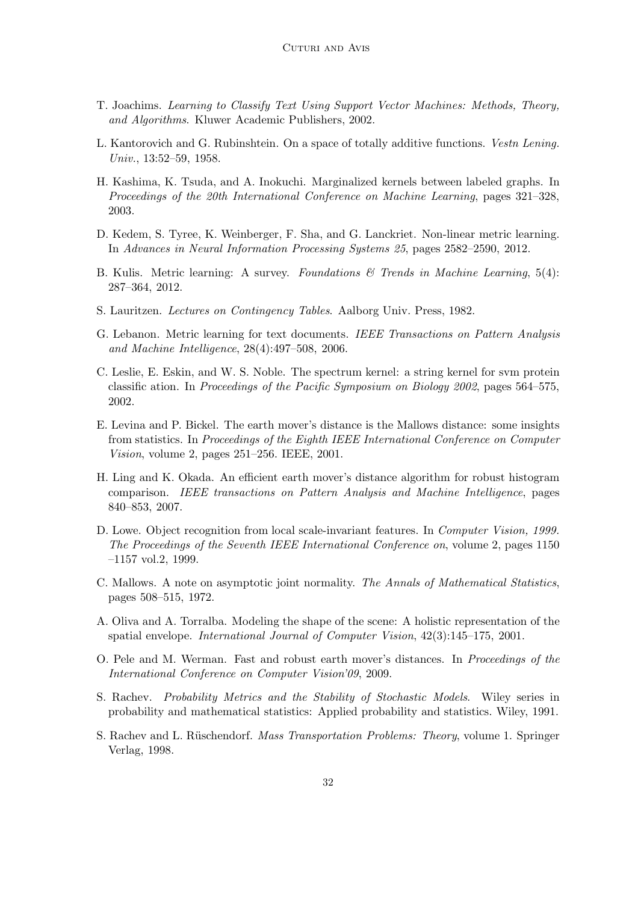T. Joachims. *Learning to Classify Text Using Support Vector Machines: Methods, Theory, and Algorithms*. Kluwer Academic Publishers, 2002.

L. Kantorovich and G. Rubinshtein. On a space of totally additive functions. *Vestn Lening. Univ.*, 13:52–59, 1958.

H. Kashima, K. Tsuda, and A. Inokuchi. Marginalized kernels between labeled graphs. In *Proceedings of the 20th International Conference on Machine Learning*, pages 321–328, 2003.

D. Kedem, S. Tyree, K. Weinberger, F. Sha, and G. Lanckriet. Non-linear metric learning. In *Advances in Neural Information Processing Systems 25*, pages 2582–2590, 2012.

B. Kulis. Metric learning: A survey. *Foundations & Trends in Machine Learning*, 5(4): 287–364, 2012.

S. Lauritzen. *Lectures on Contingency Tables*. Aalborg Univ. Press, 1982.

G. Lebanon. Metric learning for text documents. *IEEE Transactions on Pattern Analysis and Machine Intelligence*, 28(4):497–508, 2006.

C. Leslie, E. Eskin, and W. S. Noble. The spectrum kernel: a string kernel for svm protein classific ation. In *Proceedings of the Pacific Symposium on Biology 2002*, pages 564–575, 2002.

E. Levina and P. Bickel. The earth mover's distance is the Mallows distance: some insights from statistics. In *Proceedings of the Eighth IEEE International Conference on Computer Vision*, volume 2, pages 251–256. IEEE, 2001.

H. Ling and K. Okada. An efficient earth mover's distance algorithm for robust histogram comparison. *IEEE transactions on Pattern Analysis and Machine Intelligence*, pages 840–853, 2007.

D. Lowe. Object recognition from local scale-invariant features. In *Computer Vision, 1999. The Proceedings of the Seventh IEEE International Conference on*, volume 2, pages 1150 –1157 vol.2, 1999.

C. Mallows. A note on asymptotic joint normality. *The Annals of Mathematical Statistics*, pages 508–515, 1972.

A. Oliva and A. Torralba. Modeling the shape of the scene: A holistic representation of the spatial envelope. *International Journal of Computer Vision*, 42(3):145–175, 2001.

O. Pele and M. Werman. Fast and robust earth mover's distances. In *Proceedings of the International Conference on Computer Vision'09*, 2009.

S. Rachev. *Probability Metrics and the Stability of Stochastic Models*. Wiley series in probability and mathematical statistics: Applied probability and statistics. Wiley, 1991.

S. Rachev and L. Rüschendorf. *Mass Transportation Problems: Theory*, volume 1. Springer Verlag, 1998.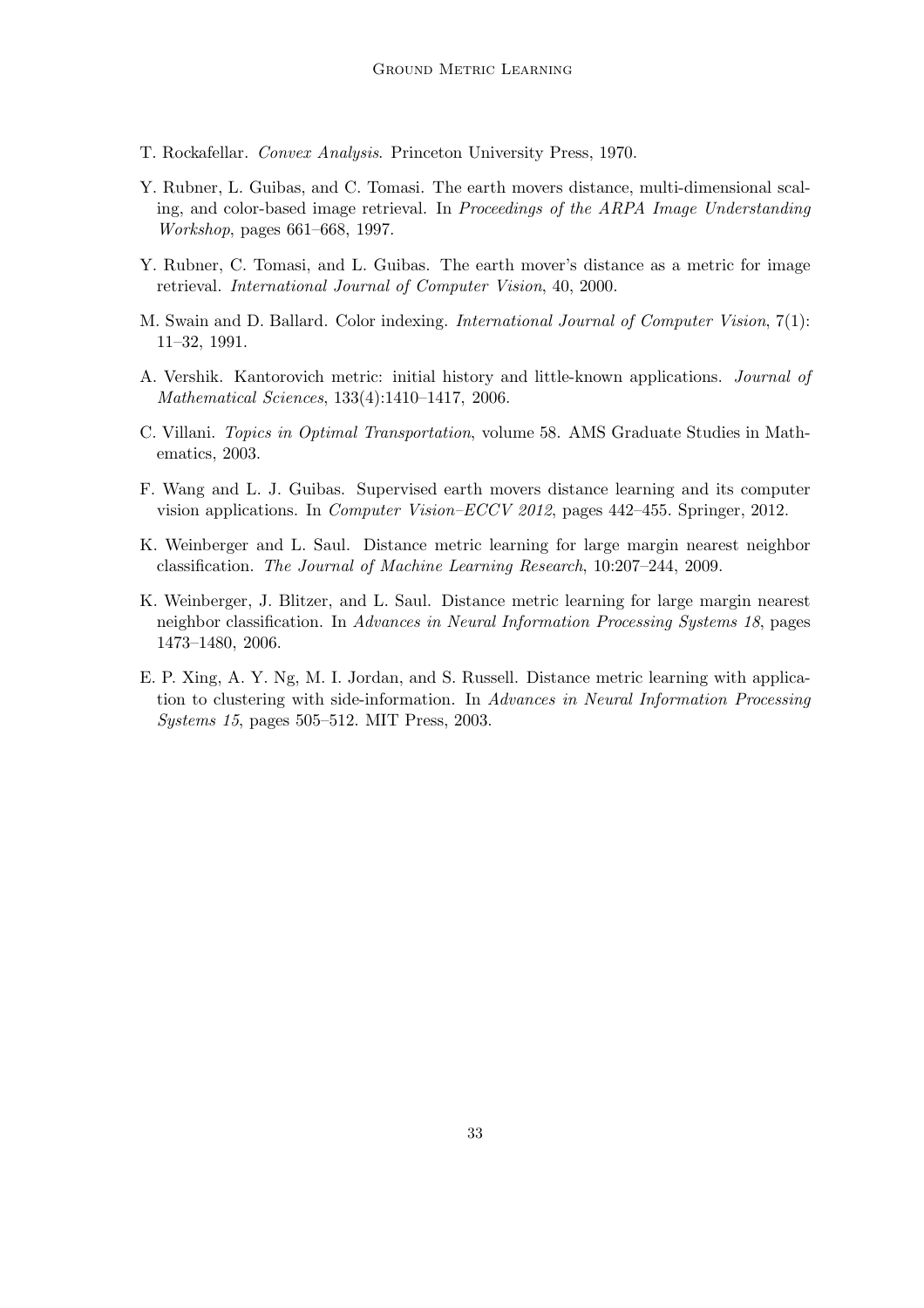T. Rockafellar. *Convex Analysis*. Princeton University Press, 1970.

Y. Rubner, L. Guibas, and C. Tomasi. The earth movers distance, multi-dimensional scaling, and color-based image retrieval. In *Proceedings of the ARPA Image Understanding Workshop*, pages 661–668, 1997.

Y. Rubner, C. Tomasi, and L. Guibas. The earth mover's distance as a metric for image retrieval. *International Journal of Computer Vision*, 40, 2000.

M. Swain and D. Ballard. Color indexing. *International Journal of Computer Vision*, 7(1): 11–32, 1991.

A. Vershik. Kantorovich metric: initial history and little-known applications. *Journal of Mathematical Sciences*, 133(4):1410–1417, 2006.

C. Villani. *Topics in Optimal Transportation*, volume 58. AMS Graduate Studies in Mathematics, 2003.

F. Wang and L. J. Guibas. Supervised earth movers distance learning and its computer vision applications. In *Computer Vision–ECCV 2012*, pages 442–455. Springer, 2012.

K. Weinberger and L. Saul. Distance metric learning for large margin nearest neighbor classification. *The Journal of Machine Learning Research*, 10:207–244, 2009.

K. Weinberger, J. Blitzer, and L. Saul. Distance metric learning for large margin nearest neighbor classification. In *Advances in Neural Information Processing Systems 18*, pages 1473–1480, 2006.

E. P. Xing, A. Y. Ng, M. I. Jordan, and S. Russell. Distance metric learning with application to clustering with side-information. In *Advances in Neural Information Processing Systems 15*, pages 505–512. MIT Press, 2003.